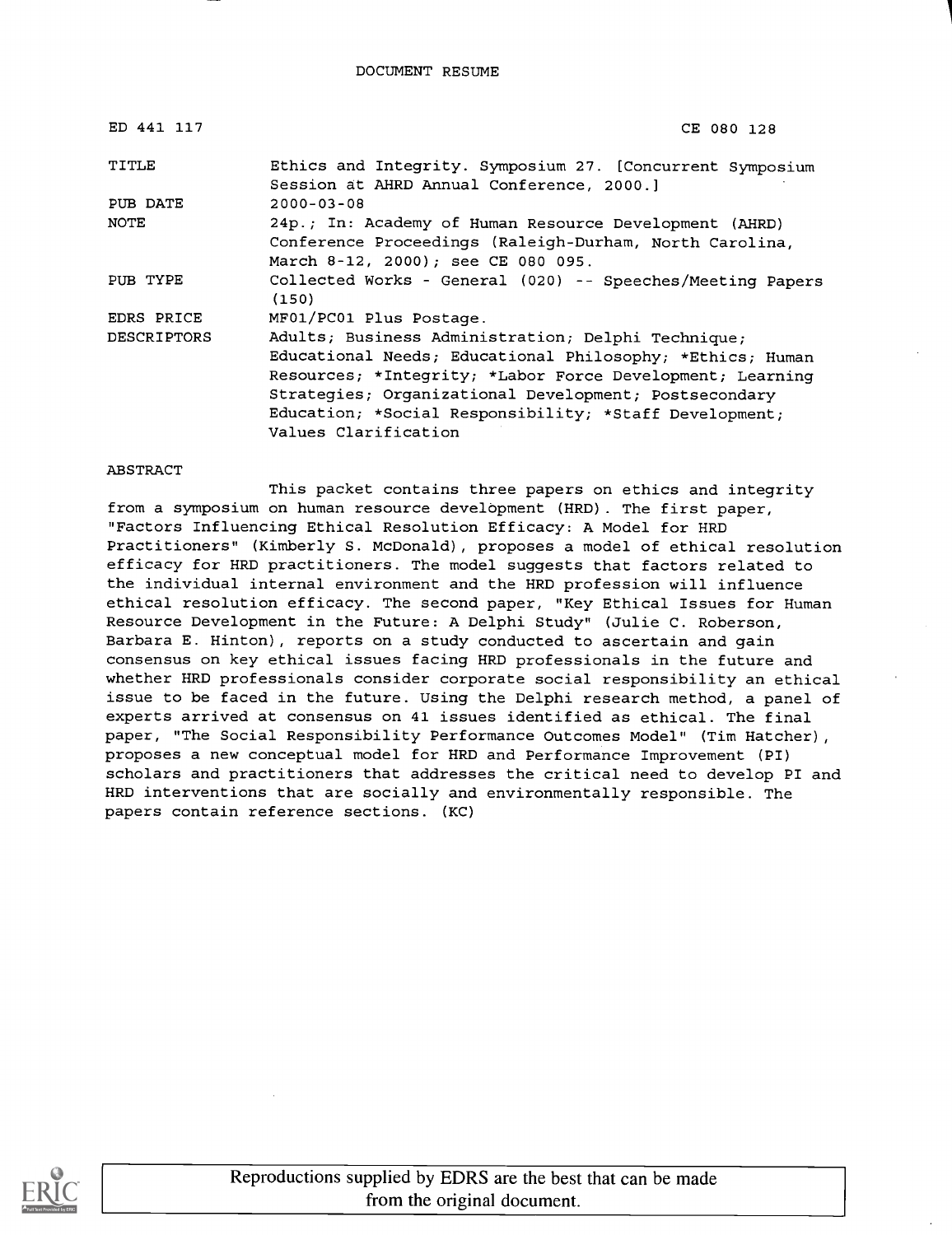DOCUMENT RESUME

| | |
|---|---|
| ED 441 117 | CE 080 128 |
| TITLE | Ethics and Integrity. Symposium 27. [Concurrent Symposium Session at AHRD Annual Conference, 2000.] |
| PUB DATE | 2000-03-08 |
| NOTE | 24p.; In: Academy of Human Resource Development (AHRD) Conference Proceedings (Raleigh-Durham, North Carolina, March 8-12, 2000); see CE 080 095. |
| PUB TYPE | Collected Works - General (020) -- Speeches/Meeting Papers (150) |
| EDRS PRICE | MF01/PC01 Plus Postage. |
| DESCRIPTORS | Adults; Business Administration; Delphi Technique; Educational Needs; Educational Philosophy; *Ethics; Human Resources; *Integrity; *Labor Force Development; Learning Strategies; Organizational Development; Postsecondary Education; *Social Responsibility; *Staff Development; Values Clarification |

ABSTRACT

This packet contains three papers on ethics and integrity from a symposium on human resource development (HRD). The first paper, "Factors Influencing Ethical Resolution Efficacy: A Model for HRD Practitioners" (Kimberly S. McDonald), proposes a model of ethical resolution efficacy for HRD practitioners. The model suggests that factors related to the individual internal environment and the HRD profession will influence ethical resolution efficacy. The second paper, "Key Ethical Issues for Human Resource Development in the Future: A Delphi Study" (Julie C. Roberson, Barbara E. Hinton), reports on a study conducted to ascertain and gain consensus on key ethical issues facing HRD professionals in the future and whether HRD professionals consider corporate social responsibility an ethical issue to be faced in the future. Using the Delphi research method, a panel of experts arrived at consensus on 41 issues identified as ethical. The final paper, "The Social Responsibility Performance Outcomes Model" (Tim Hatcher), proposes a new conceptual model for HRD and Performance Improvement (PI) scholars and practitioners that addresses the critical need to develop PI and HRD interventions that are socially and environmentally responsible. The papers contain reference sections. (KC)

Reproductions supplied by EDRS are the best that can be made from the original document.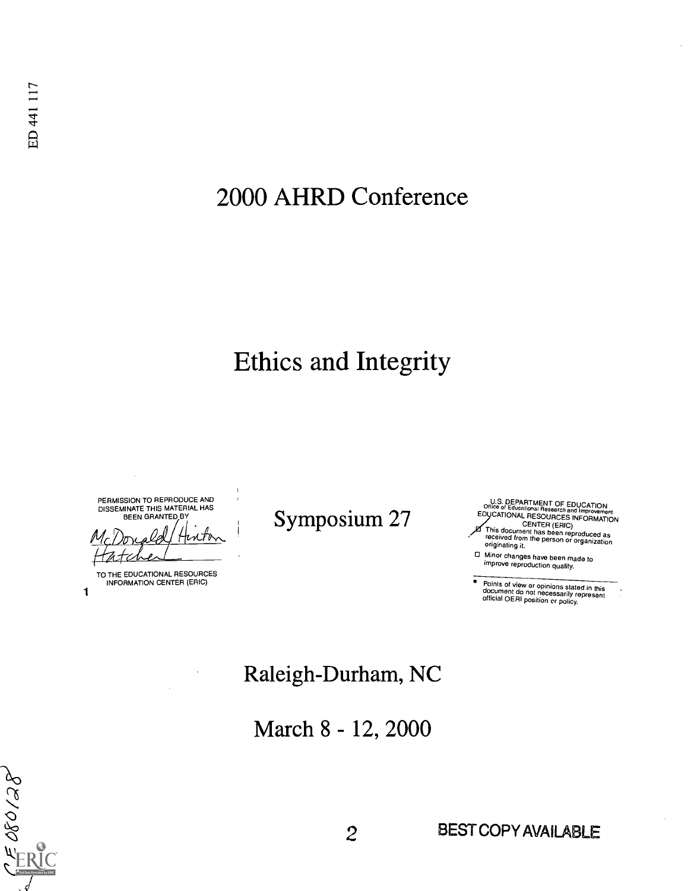ED 441 117

# 2000 AHRD Conference

# Ethics and Integrity

PERMISSION TO REPRODUCE AND DISSEMINATE THIS MATERIAL HAS BEEN GRANTED BY

McDonald/Hinton
Hatcher

TO THE EDUCATIONAL RESOURCES INFORMATION CENTER (ERIC)

1

## Symposium 27

U.S. DEPARTMENT OF EDUCATION
Office of Educational Research and Improvement
EDUCATIONAL RESOURCES INFORMATION CENTER (ERIC)

- This document has been reproduced as received from the person or organization originating it.
- Minor changes have been made to improve reproduction quality.

- Points of view or opinions stated in this document do not necessarily represent official OERI position or policy.

## Raleigh-Durham, NC

## March 8 - 12, 2000

CE 080 128

BEST COPY AVAILABLE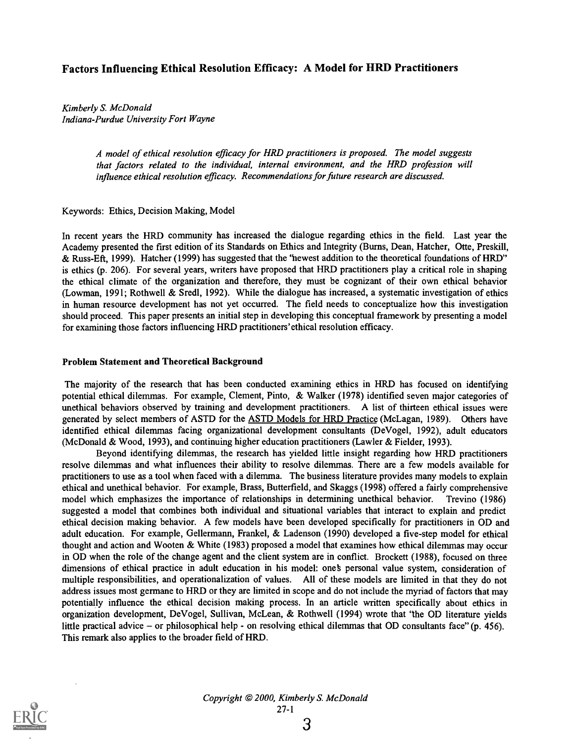## Factors Influencing Ethical Resolution Efficacy: A Model for HRD Practitioners

*Kimberly S. McDonald*
*Indiana-Purdue University Fort Wayne*

*A model of ethical resolution efficacy for HRD practitioners is proposed. The model suggests that factors related to the individual, internal environment, and the HRD profession will influence ethical resolution efficacy. Recommendations for future research are discussed.*

Keywords: Ethics, Decision Making, Model

In recent years the HRD community has increased the dialogue regarding ethics in the field. Last year the Academy presented the first edition of its Standards on Ethics and Integrity (Burns, Dean, Hatcher, Otte, Preskill, & Russ-Eft, 1999). Hatcher (1999) has suggested that the "newest addition to the theoretical foundations of HRD" is ethics (p. 206). For several years, writers have proposed that HRD practitioners play a critical role in shaping the ethical climate of the organization and therefore, they must be cognizant of their own ethical behavior (Lowman, 1991; Rothwell & Sredl, 1992). While the dialogue has increased, a systematic investigation of ethics in human resource development has not yet occurred. The field needs to conceptualize how this investigation should proceed. This paper presents an initial step in developing this conceptual framework by presenting a model for examining those factors influencing HRD practitioners' ethical resolution efficacy.

### Problem Statement and Theoretical Background

The majority of the research that has been conducted examining ethics in HRD has focused on identifying potential ethical dilemmas. For example, Clement, Pinto, & Walker (1978) identified seven major categories of unethical behaviors observed by training and development practitioners. A list of thirteen ethical issues were generated by select members of ASTD for the ASTD Models for HRD Practice (McLagan, 1989). Others have identified ethical dilemmas facing organizational development consultants (DeVogel, 1992), adult educators (McDonald & Wood, 1993), and continuing higher education practitioners (Lawler & Fielder, 1993).

Beyond identifying dilemmas, the research has yielded little insight regarding how HRD practitioners resolve dilemmas and what influences their ability to resolve dilemmas. There are a few models available for practitioners to use as a tool when faced with a dilemma. The business literature provides many models to explain ethical and unethical behavior. For example, Brass, Butterfield, and Skaggs (1998) offered a fairly comprehensive model which emphasizes the importance of relationships in determining unethical behavior. Trevino (1986) suggested a model that combines both individual and situational variables that interact to explain and predict ethical decision making behavior. A few models have been developed specifically for practitioners in OD and adult education. For example, Gellermann, Frankel, & Ladenson (1990) developed a five-step model for ethical thought and action and Wooten & White (1983) proposed a model that examines how ethical dilemmas may occur in OD when the role of the change agent and the client system are in conflict. Brockett (1988), focused on three dimensions of ethical practice in adult education in his model: one's personal value system, consideration of multiple responsibilities, and operationalization of values. All of these models are limited in that they do not address issues most germane to HRD or they are limited in scope and do not include the myriad of factors that may potentially influence the ethical decision making process. In an article written specifically about ethics in organization development, DeVogel, Sullivan, McLean, & Rothwell (1994) wrote that "the OD literature yields little practical advice – or philosophical help - on resolving ethical dilemmas that OD consultants face" (p. 456). This remark also applies to the broader field of HRD.

Copyright © 2000, Kimberly S. McDonald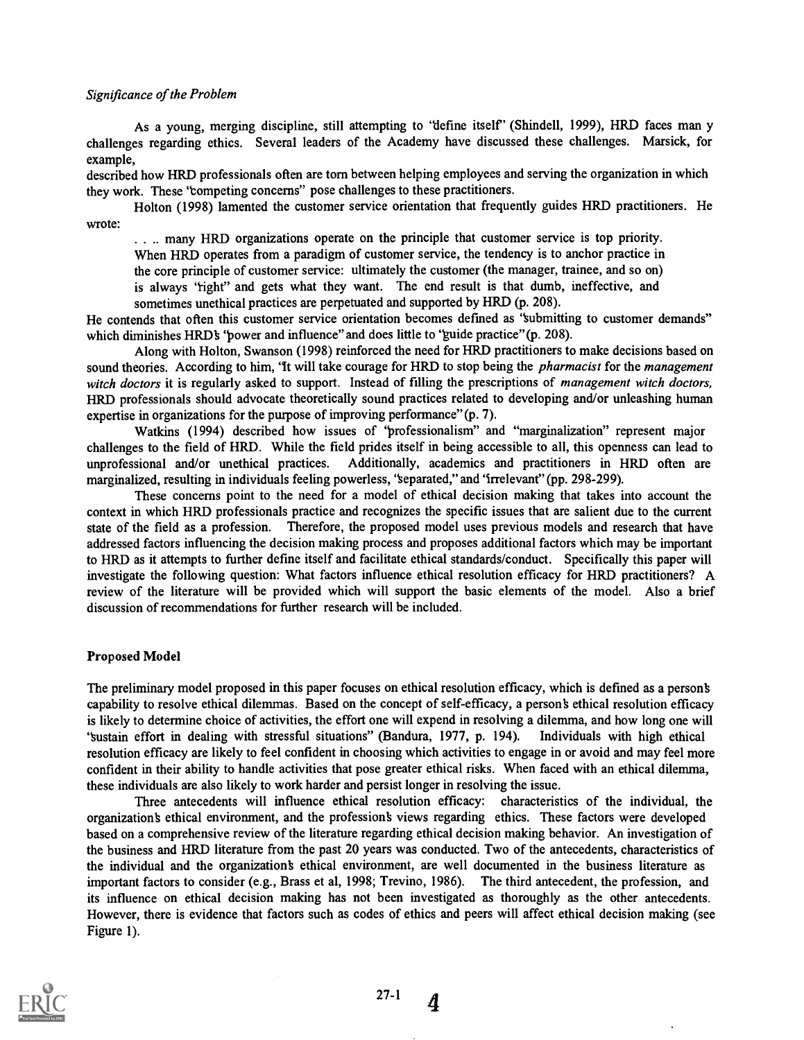*Significance of the Problem*

As a young, merging discipline, still attempting to "define itself" (Shindell, 1999), HRD faces man y challenges regarding ethics. Several leaders of the Academy have discussed these challenges. Marsick, for example,
described how HRD professionals often are torn between helping employees and serving the organization in which they work. These "competing concerns" pose challenges to these practitioners.

Holton (1998) lamented the customer service orientation that frequently guides HRD practitioners. He wrote:

> . . .. many HRD organizations operate on the principle that customer service is top priority. When HRD operates from a paradigm of customer service, the tendency is to anchor practice in the core principle of customer service: ultimately the customer (the manager, trainee, and so on) is always "right" and gets what they want. The end result is that dumb, ineffective, and sometimes unethical practices are perpetuated and supported by HRD (p. 208).

He contends that often this customer service orientation becomes defined as "submitting to customer demands" which diminishes HRD's "power and influence" and does little to "guide practice" (p. 208).

Along with Holton, Swanson (1998) reinforced the need for HRD practitioners to make decisions based on sound theories. According to him, "It will take courage for HRD to stop being the *pharmacist* for the *management witch doctors* it is regularly asked to support. Instead of filling the prescriptions of *management witch doctors,* HRD professionals should advocate theoretically sound practices related to developing and/or unleashing human expertise in organizations for the purpose of improving performance" (p. 7).

Watkins (1994) described how issues of "professionalism" and "marginalization" represent major challenges to the field of HRD. While the field prides itself in being accessible to all, this openness can lead to unprofessional and/or unethical practices. Additionally, academics and practitioners in HRD often are marginalized, resulting in individuals feeling powerless, "separated," and "irrelevant" (pp. 298-299).

These concerns point to the need for a model of ethical decision making that takes into account the context in which HRD professionals practice and recognizes the specific issues that are salient due to the current state of the field as a profession. Therefore, the proposed model uses previous models and research that have addressed factors influencing the decision making process and proposes additional factors which may be important to HRD as it attempts to further define itself and facilitate ethical standards/conduct. Specifically this paper will investigate the following question: What factors influence ethical resolution efficacy for HRD practitioners? A review of the literature will be provided which will support the basic elements of the model. Also a brief discussion of recommendations for further research will be included.

**Proposed Model**

The preliminary model proposed in this paper focuses on ethical resolution efficacy, which is defined as a person's capability to resolve ethical dilemmas. Based on the concept of self-efficacy, a person's ethical resolution efficacy is likely to determine choice of activities, the effort one will expend in resolving a dilemma, and how long one will "sustain effort in dealing with stressful situations" (Bandura, 1977, p. 194). Individuals with high ethical resolution efficacy are likely to feel confident in choosing which activities to engage in or avoid and may feel more confident in their ability to handle activities that pose greater ethical risks. When faced with an ethical dilemma, these individuals are also likely to work harder and persist longer in resolving the issue.

Three antecedents will influence ethical resolution efficacy: characteristics of the individual, the organization's ethical environment, and the profession's views regarding ethics. These factors were developed based on a comprehensive review of the literature regarding ethical decision making behavior. An investigation of the business and HRD literature from the past 20 years was conducted. Two of the antecedents, characteristics of the individual and the organization's ethical environment, are well documented in the business literature as important factors to consider (e.g., Brass et al, 1998; Trevino, 1986). The third antecedent, the profession, and its influence on ethical decision making has not been investigated as thoroughly as the other antecedents. However, there is evidence that factors such as codes of ethics and peers will affect ethical decision making (see Figure 1).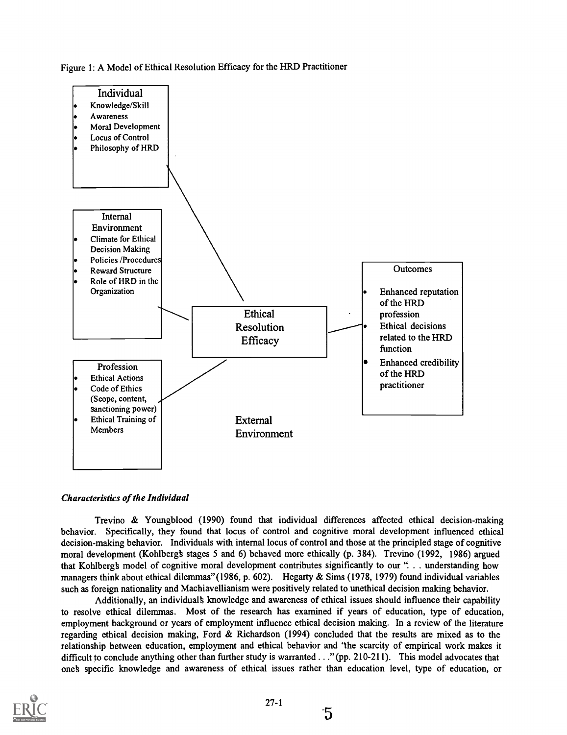Figure 1: A Model of Ethical Resolution Efficacy for the HRD Practitioner

**Individual**
- Knowledge/Skill
- Awareness
- Moral Development
- Locus of Control
- Philosophy of HRD

**Internal Environment**
- Climate for Ethical Decision Making
- Policies /Procedures
- Reward Structure
- Role of HRD in the Organization

**Profession**
- Ethical Actions
- Code of Ethics (Scope, content, sanctioning power)
- Ethical Training of Members

**Ethical Resolution Efficacy**

**Outcomes**
- Enhanced reputation of the HRD profession
- Ethical decisions related to the HRD function
- Enhanced credibility of the HRD practitioner

External Environment

### *Characteristics of the Individual*

Trevino & Youngblood (1990) found that individual differences affected ethical decision-making behavior. Specifically, they found that locus of control and cognitive moral development influenced ethical decision-making behavior. Individuals with internal locus of control and those at the principled stage of cognitive moral development (Kohlberg's stages 5 and 6) behaved more ethically (p. 384). Trevino (1992, 1986) argued that Kohlberg's model of cognitive moral development contributes significantly to our ". . . understanding how managers think about ethical dilemmas" (1986, p. 602). Hegarty & Sims (1978, 1979) found individual variables such as foreign nationality and Machiavellianism were positively related to unethical decision making behavior.

Additionally, an individual's knowledge and awareness of ethical issues should influence their capability to resolve ethical dilemmas. Most of the research has examined if years of education, type of education, employment background or years of employment influence ethical decision making. In a review of the literature regarding ethical decision making, Ford & Richardson (1994) concluded that the results are mixed as to the relationship between education, employment and ethical behavior and "the scarcity of empirical work makes it difficult to conclude anything other than further study is warranted . . ." (pp. 210-211). This model advocates that one's specific knowledge and awareness of ethical issues rather than education level, type of education, or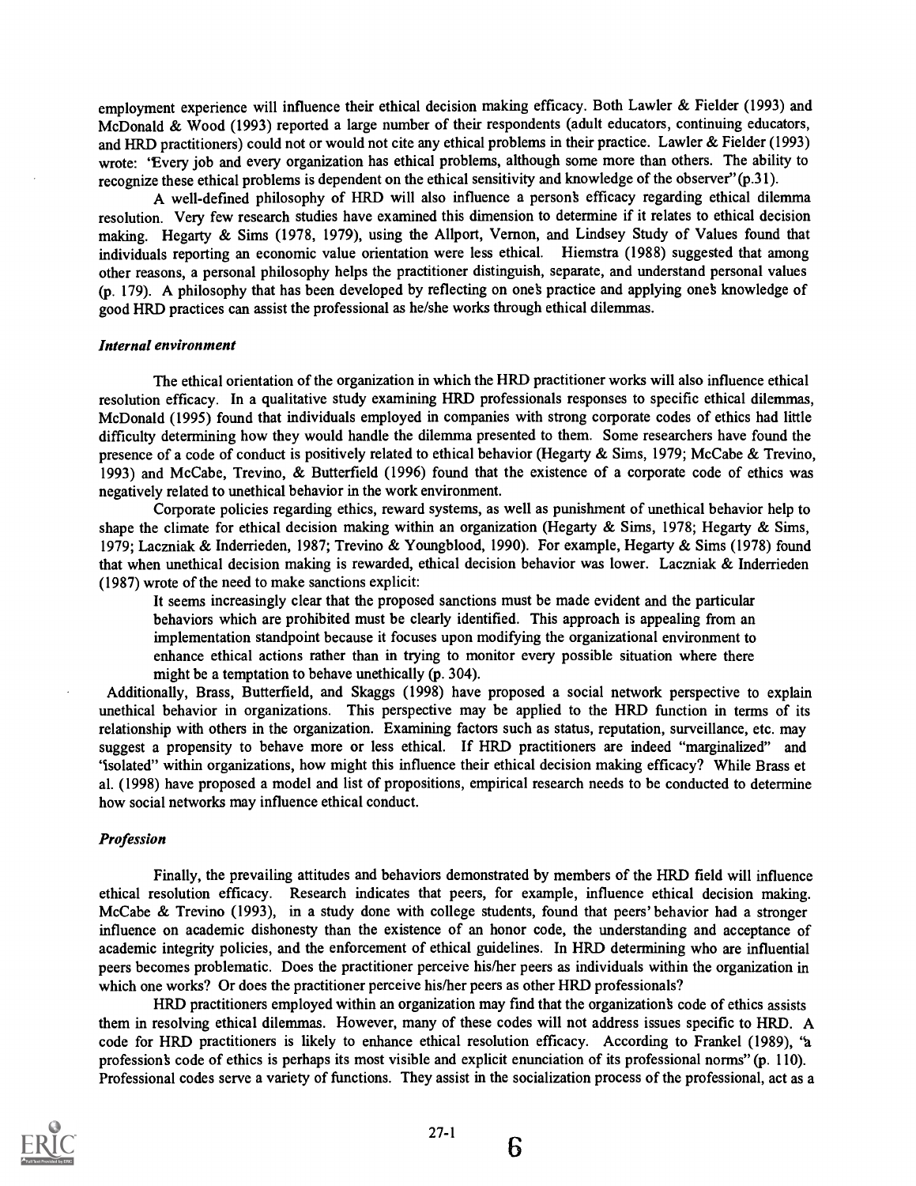employment experience will influence their ethical decision making efficacy. Both Lawler & Fielder (1993) and McDonald & Wood (1993) reported a large number of their respondents (adult educators, continuing educators, and HRD practitioners) could not or would not cite any ethical problems in their practice. Lawler & Fielder (1993) wrote: "Every job and every organization has ethical problems, although some more than others. The ability to recognize these ethical problems is dependent on the ethical sensitivity and knowledge of the observer" (p.31).

A well-defined philosophy of HRD will also influence a person's efficacy regarding ethical dilemma resolution. Very few research studies have examined this dimension to determine if it relates to ethical decision making. Hegarty & Sims (1978, 1979), using the Allport, Vernon, and Lindsey Study of Values found that individuals reporting an economic value orientation were less ethical. Hiemstra (1988) suggested that among other reasons, a personal philosophy helps the practitioner distinguish, separate, and understand personal values (p. 179). A philosophy that has been developed by reflecting on one's practice and applying one's knowledge of good HRD practices can assist the professional as he/she works through ethical dilemmas.

### *Internal environment*

The ethical orientation of the organization in which the HRD practitioner works will also influence ethical resolution efficacy. In a qualitative study examining HRD professionals responses to specific ethical dilemmas, McDonald (1995) found that individuals employed in companies with strong corporate codes of ethics had little difficulty determining how they would handle the dilemma presented to them. Some researchers have found the presence of a code of conduct is positively related to ethical behavior (Hegarty & Sims, 1979; McCabe & Trevino, 1993) and McCabe, Trevino, & Butterfield (1996) found that the existence of a corporate code of ethics was negatively related to unethical behavior in the work environment.

Corporate policies regarding ethics, reward systems, as well as punishment of unethical behavior help to shape the climate for ethical decision making within an organization (Hegarty & Sims, 1978; Hegarty & Sims, 1979; Laczniak & Inderrieden, 1987; Trevino & Youngblood, 1990). For example, Hegarty & Sims (1978) found that when unethical decision making is rewarded, ethical decision behavior was lower. Laczniak & Inderrieden (1987) wrote of the need to make sanctions explicit:

> It seems increasingly clear that the proposed sanctions must be made evident and the particular behaviors which are prohibited must be clearly identified. This approach is appealing from an implementation standpoint because it focuses upon modifying the organizational environment to enhance ethical actions rather than in trying to monitor every possible situation where there might be a temptation to behave unethically (p. 304).

Additionally, Brass, Butterfield, and Skaggs (1998) have proposed a social network perspective to explain unethical behavior in organizations. This perspective may be applied to the HRD function in terms of its relationship with others in the organization. Examining factors such as status, reputation, surveillance, etc. may suggest a propensity to behave more or less ethical. If HRD practitioners are indeed "marginalized" and "isolated" within organizations, how might this influence their ethical decision making efficacy? While Brass et al. (1998) have proposed a model and list of propositions, empirical research needs to be conducted to determine how social networks may influence ethical conduct.

### *Profession*

Finally, the prevailing attitudes and behaviors demonstrated by members of the HRD field will influence ethical resolution efficacy. Research indicates that peers, for example, influence ethical decision making. McCabe & Trevino (1993), in a study done with college students, found that peers' behavior had a stronger influence on academic dishonesty than the existence of an honor code, the understanding and acceptance of academic integrity policies, and the enforcement of ethical guidelines. In HRD determining who are influential peers becomes problematic. Does the practitioner perceive his/her peers as individuals within the organization in which one works? Or does the practitioner perceive his/her peers as other HRD professionals?

HRD practitioners employed within an organization may find that the organization's code of ethics assists them in resolving ethical dilemmas. However, many of these codes will not address issues specific to HRD. A code for HRD practitioners is likely to enhance ethical resolution efficacy. According to Frankel (1989), "a profession's code of ethics is perhaps its most visible and explicit enunciation of its professional norms" (p. 110). Professional codes serve a variety of functions. They assist in the socialization process of the professional, act as a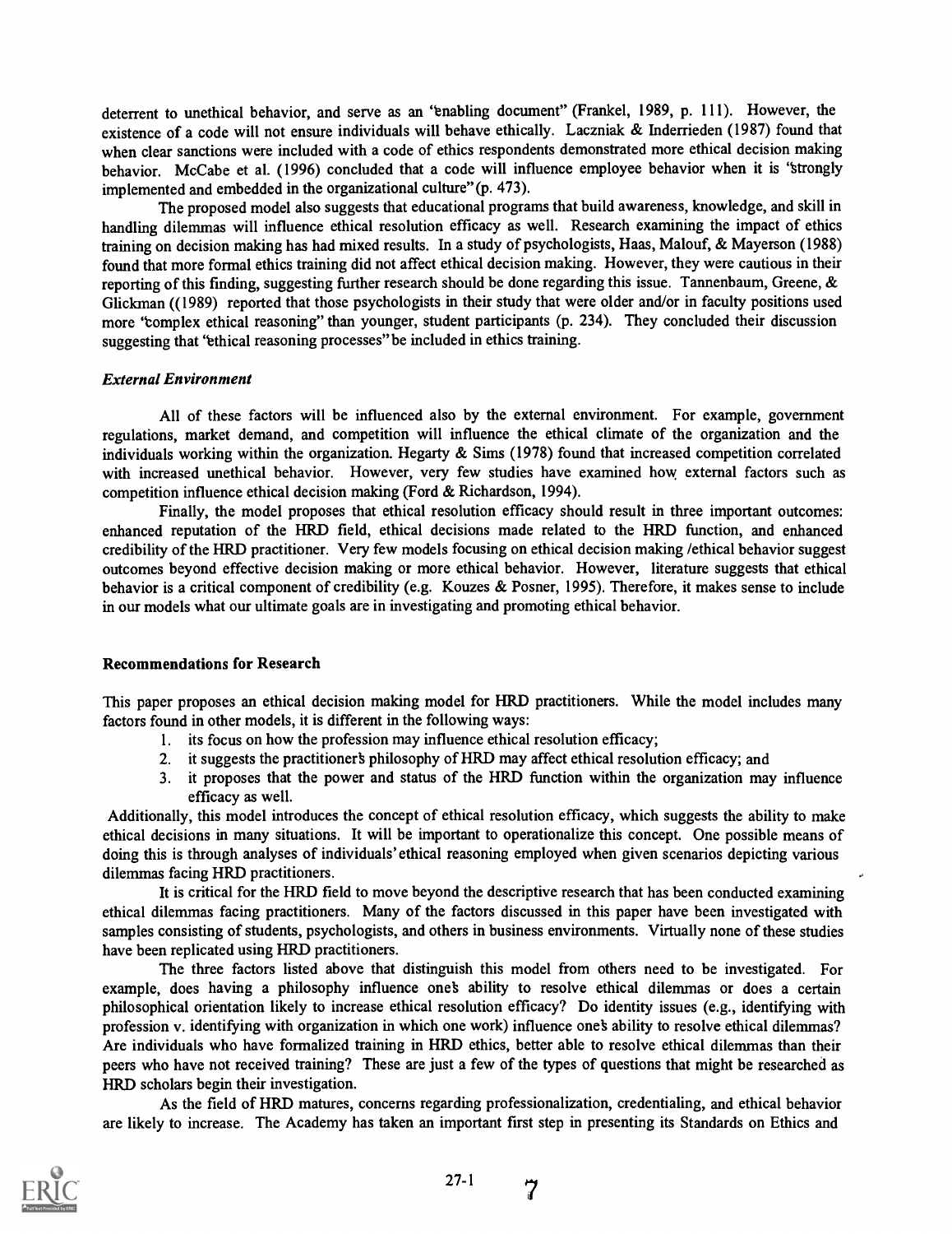deterrent to unethical behavior, and serve as an "enabling document" (Frankel, 1989, p. 111). However, the existence of a code will not ensure individuals will behave ethically. Laczniak & Inderrieden (1987) found that when clear sanctions were included with a code of ethics respondents demonstrated more ethical decision making behavior. McCabe et al. (1996) concluded that a code will influence employee behavior when it is "strongly implemented and embedded in the organizational culture" (p. 473).

The proposed model also suggests that educational programs that build awareness, knowledge, and skill in handling dilemmas will influence ethical resolution efficacy as well. Research examining the impact of ethics training on decision making has had mixed results. In a study of psychologists, Haas, Malouf, & Mayerson (1988) found that more formal ethics training did not affect ethical decision making. However, they were cautious in their reporting of this finding, suggesting further research should be done regarding this issue. Tannenbaum, Greene, & Glickman ((1989) reported that those psychologists in their study that were older and/or in faculty positions used more "complex ethical reasoning" than younger, student participants (p. 234). They concluded their discussion suggesting that "ethical reasoning processes" be included in ethics training.

### *External Environment*

All of these factors will be influenced also by the external environment. For example, government regulations, market demand, and competition will influence the ethical climate of the organization and the individuals working within the organization. Hegarty & Sims (1978) found that increased competition correlated with increased unethical behavior. However, very few studies have examined how external factors such as competition influence ethical decision making (Ford & Richardson, 1994).

Finally, the model proposes that ethical resolution efficacy should result in three important outcomes: enhanced reputation of the HRD field, ethical decisions made related to the HRD function, and enhanced credibility of the HRD practitioner. Very few models focusing on ethical decision making /ethical behavior suggest outcomes beyond effective decision making or more ethical behavior. However, literature suggests that ethical behavior is a critical component of credibility (e.g. Kouzes & Posner, 1995). Therefore, it makes sense to include in our models what our ultimate goals are in investigating and promoting ethical behavior.

## Recommendations for Research

This paper proposes an ethical decision making model for HRD practitioners. While the model includes many factors found in other models, it is different in the following ways:

1. its focus on how the profession may influence ethical resolution efficacy;
2. it suggests the practitioner's philosophy of HRD may affect ethical resolution efficacy; and
3. it proposes that the power and status of the HRD function within the organization may influence efficacy as well.

Additionally, this model introduces the concept of ethical resolution efficacy, which suggests the ability to make ethical decisions in many situations. It will be important to operationalize this concept. One possible means of doing this is through analyses of individuals' ethical reasoning employed when given scenarios depicting various dilemmas facing HRD practitioners.

It is critical for the HRD field to move beyond the descriptive research that has been conducted examining ethical dilemmas facing practitioners. Many of the factors discussed in this paper have been investigated with samples consisting of students, psychologists, and others in business environments. Virtually none of these studies have been replicated using HRD practitioners.

The three factors listed above that distinguish this model from others need to be investigated. For example, does having a philosophy influence one's ability to resolve ethical dilemmas or does a certain philosophical orientation likely to increase ethical resolution efficacy? Do identity issues (e.g., identifying with profession v. identifying with organization in which one work) influence one's ability to resolve ethical dilemmas? Are individuals who have formalized training in HRD ethics, better able to resolve ethical dilemmas than their peers who have not received training? These are just a few of the types of questions that might be researched as HRD scholars begin their investigation.

As the field of HRD matures, concerns regarding professionalization, credentialing, and ethical behavior are likely to increase. The Academy has taken an important first step in presenting its Standards on Ethics and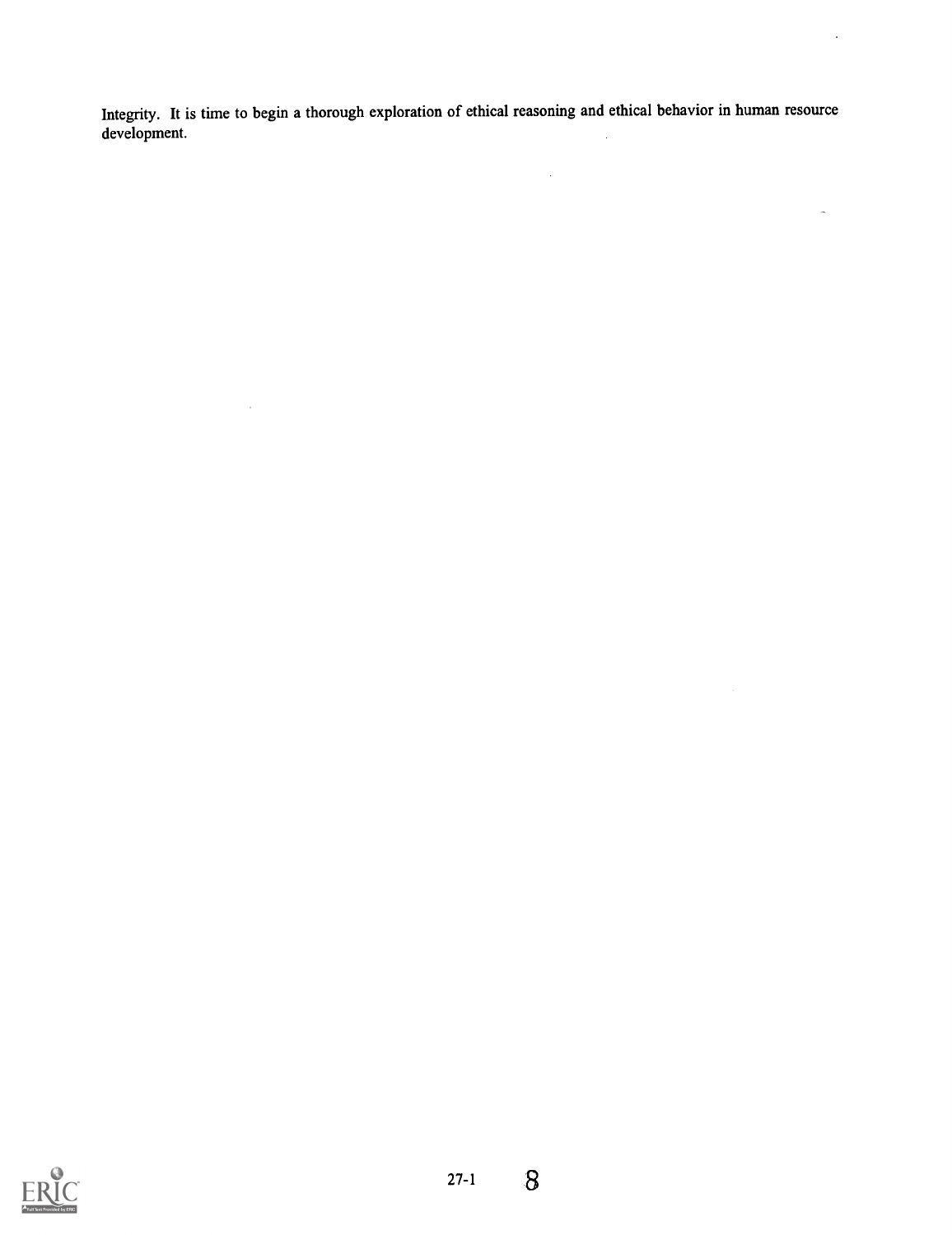Integrity. It is time to begin a thorough exploration of ethical reasoning and ethical behavior in human resource development.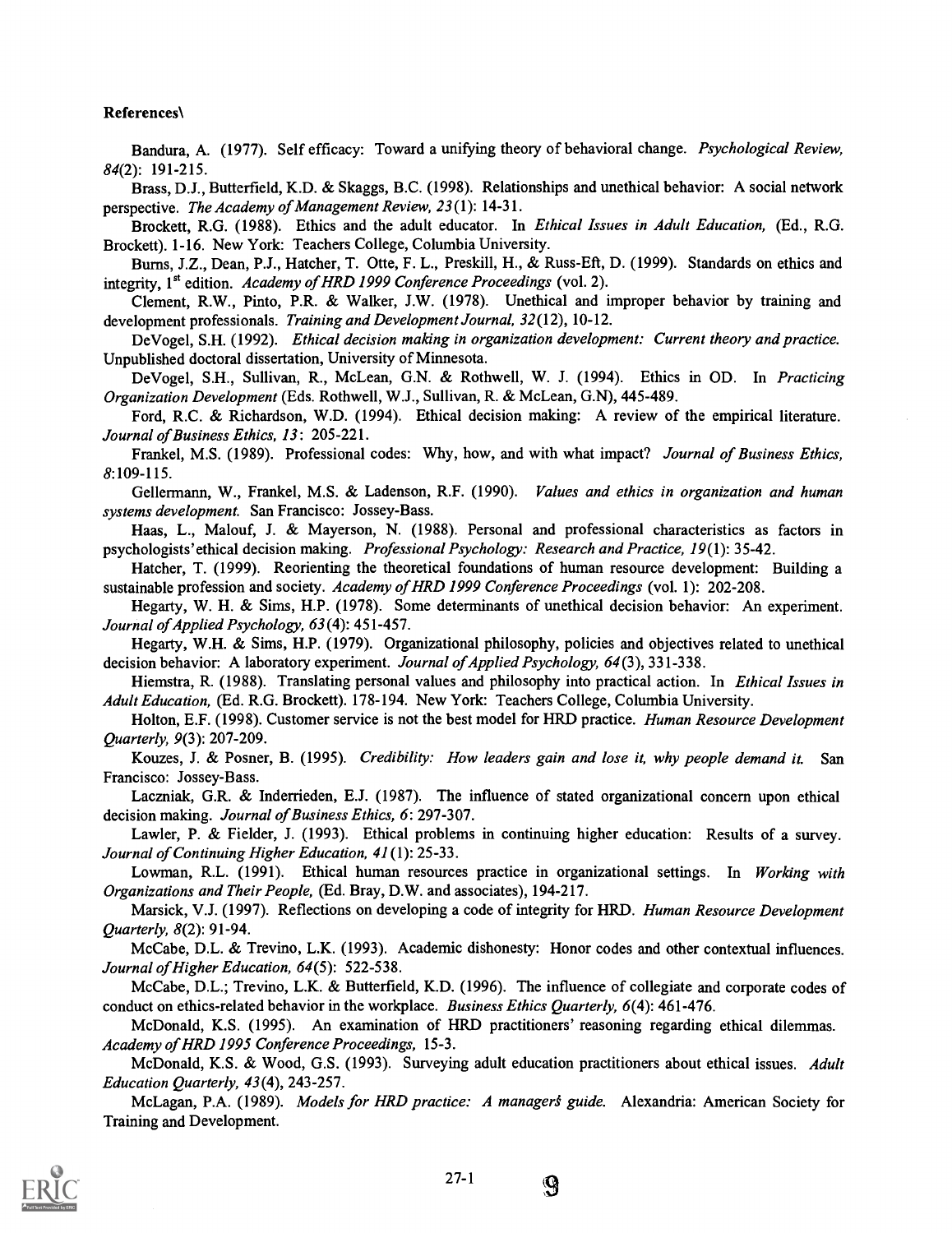**References\**

Bandura, A. (1977). Self efficacy: Toward a unifying theory of behavioral change. *Psychological Review, 84*(2): 191-215.

Brass, D.J., Butterfield, K.D. & Skaggs, B.C. (1998). Relationships and unethical behavior: A social network perspective. *The Academy of Management Review, 23*(1): 14-31.

Brockett, R.G. (1988). Ethics and the adult educator. In *Ethical Issues in Adult Education,* (Ed., R.G. Brockett). 1-16. New York: Teachers College, Columbia University.

Burns, J.Z., Dean, P.J., Hatcher, T. Otte, F. L., Preskill, H., & Russ-Eft, D. (1999). Standards on ethics and integrity, 1st edition. *Academy of HRD 1999 Conference Proceedings* (vol. 2).

Clement, R.W., Pinto, P.R. & Walker, J.W. (1978). Unethical and improper behavior by training and development professionals. *Training and Development Journal, 32*(12), 10-12.

DeVogel, S.H. (1992). *Ethical decision making in organization development: Current theory and practice.* Unpublished doctoral dissertation, University of Minnesota.

DeVogel, S.H., Sullivan, R., McLean, G.N. & Rothwell, W. J. (1994). Ethics in OD. In *Practicing Organization Development* (Eds. Rothwell, W.J., Sullivan, R. & McLean, G.N), 445-489.

Ford, R.C. & Richardson, W.D. (1994). Ethical decision making: A review of the empirical literature. *Journal of Business Ethics, 13*: 205-221.

Frankel, M.S. (1989). Professional codes: Why, how, and with what impact? *Journal of Business Ethics, 8*:109-115.

Gellermann, W., Frankel, M.S. & Ladenson, R.F. (1990). *Values and ethics in organization and human systems development.* San Francisco: Jossey-Bass.

Haas, L., Malouf, J. & Mayerson, N. (1988). Personal and professional characteristics as factors in psychologists' ethical decision making. *Professional Psychology: Research and Practice, 19*(1): 35-42.

Hatcher, T. (1999). Reorienting the theoretical foundations of human resource development: Building a sustainable profession and society. *Academy of HRD 1999 Conference Proceedings* (vol. 1): 202-208.

Hegarty, W. H. & Sims, H.P. (1978). Some determinants of unethical decision behavior: An experiment. *Journal of Applied Psychology, 63*(4): 451-457.

Hegarty, W.H. & Sims, H.P. (1979). Organizational philosophy, policies and objectives related to unethical decision behavior: A laboratory experiment. *Journal of Applied Psychology, 64*(3), 331-338.

Hiemstra, R. (1988). Translating personal values and philosophy into practical action. In *Ethical Issues in Adult Education,* (Ed. R.G. Brockett). 178-194. New York: Teachers College, Columbia University.

Holton, E.F. (1998). Customer service is not the best model for HRD practice. *Human Resource Development Quarterly, 9*(3): 207-209.

Kouzes, J. & Posner, B. (1995). *Credibility: How leaders gain and lose it, why people demand it.* San Francisco: Jossey-Bass.

Laczniak, G.R. & Inderrieden, E.J. (1987). The influence of stated organizational concern upon ethical decision making. *Journal of Business Ethics, 6*: 297-307.

Lawler, P. & Fielder, J. (1993). Ethical problems in continuing higher education: Results of a survey. *Journal of Continuing Higher Education, 41*(1): 25-33.

Lowman, R.L. (1991). Ethical human resources practice in organizational settings. In *Working with Organizations and Their People,* (Ed. Bray, D.W. and associates), 194-217.

Marsick, V.J. (1997). Reflections on developing a code of integrity for HRD. *Human Resource Development Quarterly, 8*(2): 91-94.

McCabe, D.L. & Trevino, L.K. (1993). Academic dishonesty: Honor codes and other contextual influences. *Journal of Higher Education, 64*(5): 522-538.

McCabe, D.L.; Trevino, L.K. & Butterfield, K.D. (1996). The influence of collegiate and corporate codes of conduct on ethics-related behavior in the workplace. *Business Ethics Quarterly, 6*(4): 461-476.

McDonald, K.S. (1995). An examination of HRD practitioners' reasoning regarding ethical dilemmas. *Academy of HRD 1995 Conference Proceedings,* 15-3.

McDonald, K.S. & Wood, G.S. (1993). Surveying adult education practitioners about ethical issues. *Adult Education Quarterly, 43*(4), 243-257.

McLagan, P.A. (1989). *Models for HRD practice: A manager's guide.* Alexandria: American Society for Training and Development.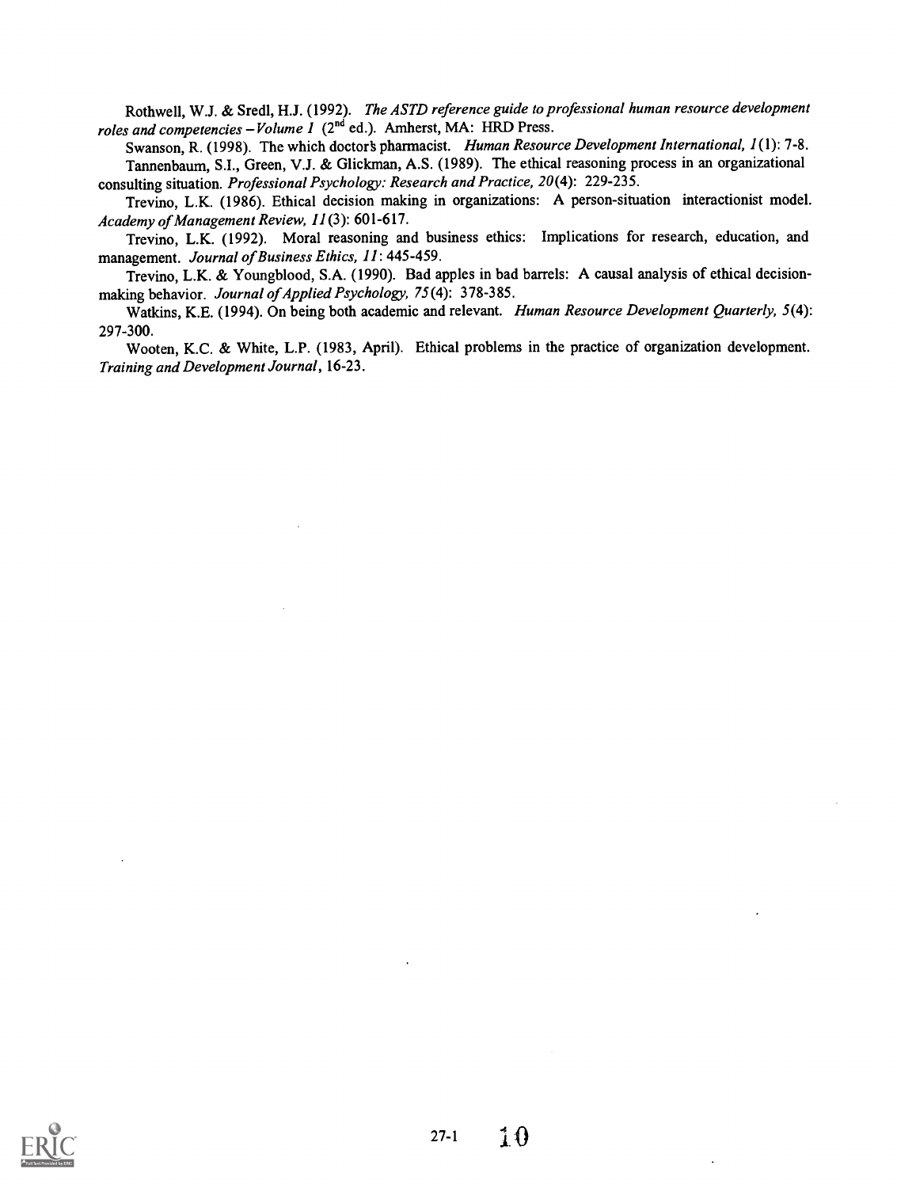Rothwell, W.J. & Sredl, H.J. (1992). *The ASTD reference guide to professional human resource development roles and competencies – Volume 1* (2nd ed.). Amherst, MA: HRD Press.

Swanson, R. (1998). The which doctor's pharmacist. *Human Resource Development International, 1*(1): 7-8.

Tannenbaum, S.I., Green, V.J. & Glickman, A.S. (1989). The ethical reasoning process in an organizational consulting situation. *Professional Psychology: Research and Practice, 20*(4): 229-235.

Trevino, L.K. (1986). Ethical decision making in organizations: A person-situation interactionist model. *Academy of Management Review, 11*(3): 601-617.

Trevino, L.K. (1992). Moral reasoning and business ethics: Implications for research, education, and management. *Journal of Business Ethics, 11*: 445-459.

Trevino, L.K. & Youngblood, S.A. (1990). Bad apples in bad barrels: A causal analysis of ethical decision-making behavior. *Journal of Applied Psychology, 75*(4): 378-385.

Watkins, K.E. (1994). On being both academic and relevant. *Human Resource Development Quarterly, 5*(4): 297-300.

Wooten, K.C. & White, L.P. (1983, April). Ethical problems in the practice of organization development. *Training and Development Journal*, 16-23.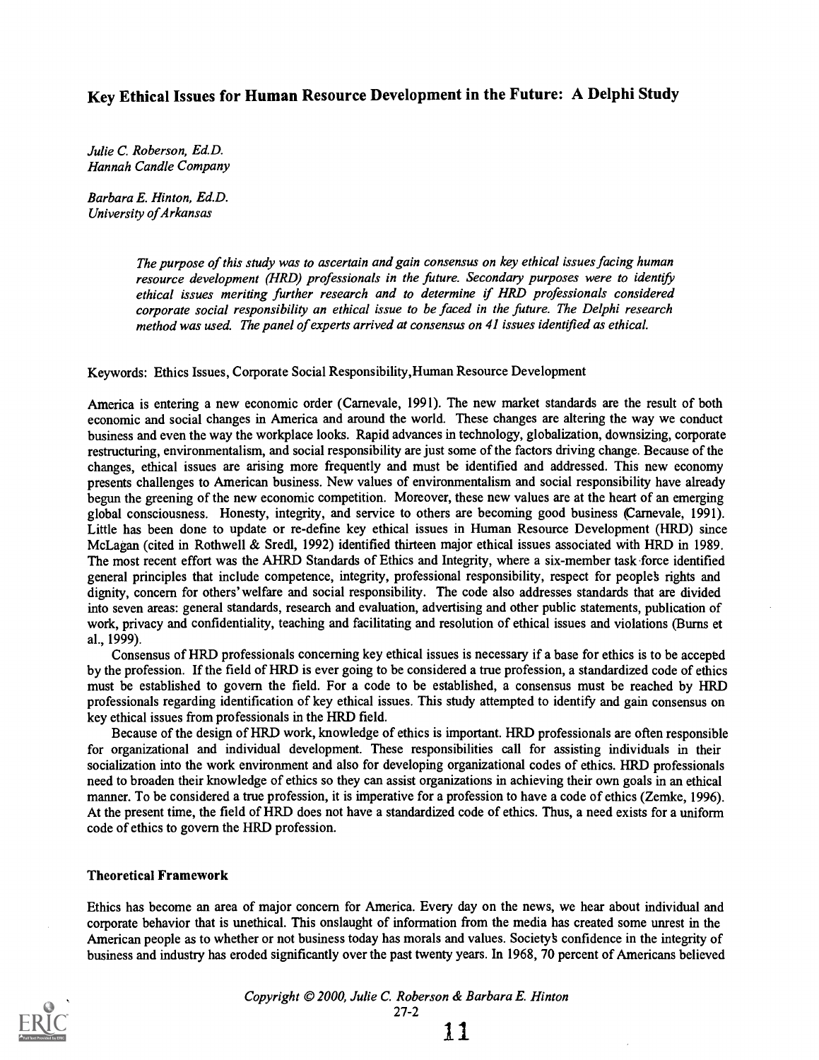# Key Ethical Issues for Human Resource Development in the Future: A Delphi Study

*Julie C. Roberson, Ed.D.*
*Hannah Candle Company*

*Barbara E. Hinton, Ed.D.*
*University of Arkansas*

> *The purpose of this study was to ascertain and gain consensus on key ethical issues facing human resource development (HRD) professionals in the future. Secondary purposes were to identify ethical issues meriting further research and to determine if HRD professionals considered corporate social responsibility an ethical issue to be faced in the future. The Delphi research method was used. The panel of experts arrived at consensus on 41 issues identified as ethical.*

Keywords: Ethics Issues, Corporate Social Responsibility, Human Resource Development

America is entering a new economic order (Carnevale, 1991). The new market standards are the result of both economic and social changes in America and around the world. These changes are altering the way we conduct business and even the way the workplace looks. Rapid advances in technology, globalization, downsizing, corporate restructuring, environmentalism, and social responsibility are just some of the factors driving change. Because of the changes, ethical issues are arising more frequently and must be identified and addressed. This new economy presents challenges to American business. New values of environmentalism and social responsibility have already begun the greening of the new economic competition. Moreover, these new values are at the heart of an emerging global consciousness. Honesty, integrity, and service to others are becoming good business (Carnevale, 1991). Little has been done to update or re-define key ethical issues in Human Resource Development (HRD) since McLagan (cited in Rothwell & Sredl, 1992) identified thirteen major ethical issues associated with HRD in 1989. The most recent effort was the AHRD Standards of Ethics and Integrity, where a six-member task force identified general principles that include competence, integrity, professional responsibility, respect for people's rights and dignity, concern for others' welfare and social responsibility. The code also addresses standards that are divided into seven areas: general standards, research and evaluation, advertising and other public statements, publication of work, privacy and confidentiality, teaching and facilitating and resolution of ethical issues and violations (Burns et al., 1999).

Consensus of HRD professionals concerning key ethical issues is necessary if a base for ethics is to be accepted by the profession. If the field of HRD is ever going to be considered a true profession, a standardized code of ethics must be established to govern the field. For a code to be established, a consensus must be reached by HRD professionals regarding identification of key ethical issues. This study attempted to identify and gain consensus on key ethical issues from professionals in the HRD field.

Because of the design of HRD work, knowledge of ethics is important. HRD professionals are often responsible for organizational and individual development. These responsibilities call for assisting individuals in their socialization into the work environment and also for developing organizational codes of ethics. HRD professionals need to broaden their knowledge of ethics so they can assist organizations in achieving their own goals in an ethical manner. To be considered a true profession, it is imperative for a profession to have a code of ethics (Zemke, 1996). At the present time, the field of HRD does not have a standardized code of ethics. Thus, a need exists for a uniform code of ethics to govern the HRD profession.

### Theoretical Framework

Ethics has become an area of major concern for America. Every day on the news, we hear about individual and corporate behavior that is unethical. This onslaught of information from the media has created some unrest in the American people as to whether or not business today has morals and values. Society's confidence in the integrity of business and industry has eroded significantly over the past twenty years. In 1968, 70 percent of Americans believed

*Copyright © 2000, Julie C. Roberson & Barbara E. Hinton*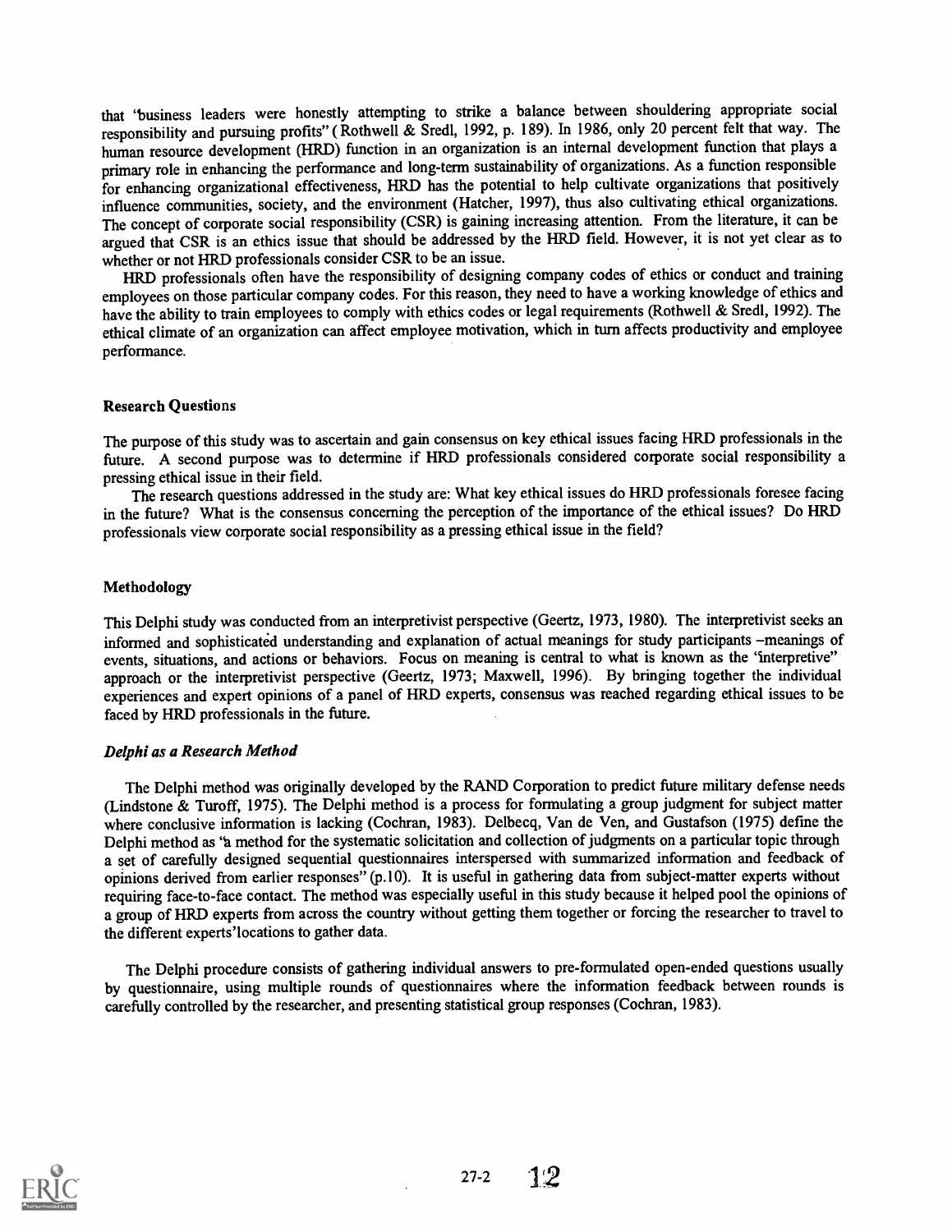that "business leaders were honestly attempting to strike a balance between shouldering appropriate social responsibility and pursuing profits" (Rothwell & Sredl, 1992, p. 189). In 1986, only 20 percent felt that way. The human resource development (HRD) function in an organization is an internal development function that plays a primary role in enhancing the performance and long-term sustainability of organizations. As a function responsible for enhancing organizational effectiveness, HRD has the potential to help cultivate organizations that positively influence communities, society, and the environment (Hatcher, 1997), thus also cultivating ethical organizations. The concept of corporate social responsibility (CSR) is gaining increasing attention. From the literature, it can be argued that CSR is an ethics issue that should be addressed by the HRD field. However, it is not yet clear as to whether or not HRD professionals consider CSR to be an issue.

HRD professionals often have the responsibility of designing company codes of ethics or conduct and training employees on those particular company codes. For this reason, they need to have a working knowledge of ethics and have the ability to train employees to comply with ethics codes or legal requirements (Rothwell & Sredl, 1992). The ethical climate of an organization can affect employee motivation, which in turn affects productivity and employee performance.

### Research Questions

The purpose of this study was to ascertain and gain consensus on key ethical issues facing HRD professionals in the future. A second purpose was to determine if HRD professionals considered corporate social responsibility a pressing ethical issue in their field.

The research questions addressed in the study are: What key ethical issues do HRD professionals foresee facing in the future? What is the consensus concerning the perception of the importance of the ethical issues? Do HRD professionals view corporate social responsibility as a pressing ethical issue in the field?

### Methodology

This Delphi study was conducted from an interpretivist perspective (Geertz, 1973, 1980). The interpretivist seeks an informed and sophisticated understanding and explanation of actual meanings for study participants –meanings of events, situations, and actions or behaviors. Focus on meaning is central to what is known as the "interpretive" approach or the interpretivist perspective (Geertz, 1973; Maxwell, 1996). By bringing together the individual experiences and expert opinions of a panel of HRD experts, consensus was reached regarding ethical issues to be faced by HRD professionals in the future.

#### *Delphi as a Research Method*

The Delphi method was originally developed by the RAND Corporation to predict future military defense needs (Lindstone & Turoff, 1975). The Delphi method is a process for formulating a group judgment for subject matter where conclusive information is lacking (Cochran, 1983). Delbecq, Van de Ven, and Gustafson (1975) define the Delphi method as "a method for the systematic solicitation and collection of judgments on a particular topic through a set of carefully designed sequential questionnaires interspersed with summarized information and feedback of opinions derived from earlier responses" (p.10). It is useful in gathering data from subject-matter experts without requiring face-to-face contact. The method was especially useful in this study because it helped pool the opinions of a group of HRD experts from across the country without getting them together or forcing the researcher to travel to the different experts' locations to gather data.

The Delphi procedure consists of gathering individual answers to pre-formulated open-ended questions usually by questionnaire, using multiple rounds of questionnaires where the information feedback between rounds is carefully controlled by the researcher, and presenting statistical group responses (Cochran, 1983).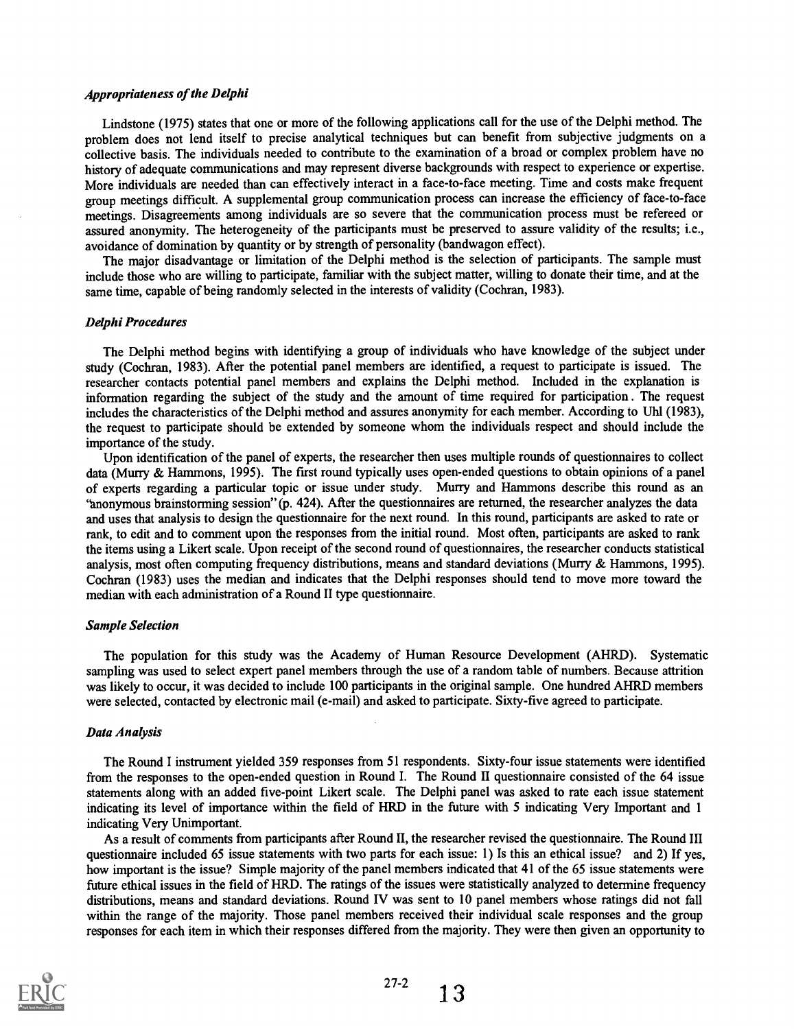### *Appropriateness of the Delphi*

Lindstone (1975) states that one or more of the following applications call for the use of the Delphi method. The problem does not lend itself to precise analytical techniques but can benefit from subjective judgments on a collective basis. The individuals needed to contribute to the examination of a broad or complex problem have no history of adequate communications and may represent diverse backgrounds with respect to experience or expertise. More individuals are needed than can effectively interact in a face-to-face meeting. Time and costs make frequent group meetings difficult. A supplemental group communication process can increase the efficiency of face-to-face meetings. Disagreements among individuals are so severe that the communication process must be refereed or assured anonymity. The heterogeneity of the participants must be preserved to assure validity of the results; i.e., avoidance of domination by quantity or by strength of personality (bandwagon effect).

The major disadvantage or limitation of the Delphi method is the selection of participants. The sample must include those who are willing to participate, familiar with the subject matter, willing to donate their time, and at the same time, capable of being randomly selected in the interests of validity (Cochran, 1983).

### *Delphi Procedures*

The Delphi method begins with identifying a group of individuals who have knowledge of the subject under study (Cochran, 1983). After the potential panel members are identified, a request to participate is issued. The researcher contacts potential panel members and explains the Delphi method. Included in the explanation is information regarding the subject of the study and the amount of time required for participation. The request includes the characteristics of the Delphi method and assures anonymity for each member. According to Uhl (1983), the request to participate should be extended by someone whom the individuals respect and should include the importance of the study.

Upon identification of the panel of experts, the researcher then uses multiple rounds of questionnaires to collect data (Murry & Hammons, 1995). The first round typically uses open-ended questions to obtain opinions of a panel of experts regarding a particular topic or issue under study. Murry and Hammons describe this round as an "anonymous brainstorming session" (p. 424). After the questionnaires are returned, the researcher analyzes the data and uses that analysis to design the questionnaire for the next round. In this round, participants are asked to rate or rank, to edit and to comment upon the responses from the initial round. Most often, participants are asked to rank the items using a Likert scale. Upon receipt of the second round of questionnaires, the researcher conducts statistical analysis, most often computing frequency distributions, means and standard deviations (Murry & Hammons, 1995). Cochran (1983) uses the median and indicates that the Delphi responses should tend to move more toward the median with each administration of a Round II type questionnaire.

### *Sample Selection*

The population for this study was the Academy of Human Resource Development (AHRD). Systematic sampling was used to select expert panel members through the use of a random table of numbers. Because attrition was likely to occur, it was decided to include 100 participants in the original sample. One hundred AHRD members were selected, contacted by electronic mail (e-mail) and asked to participate. Sixty-five agreed to participate.

### *Data Analysis*

The Round I instrument yielded 359 responses from 51 respondents. Sixty-four issue statements were identified from the responses to the open-ended question in Round I. The Round II questionnaire consisted of the 64 issue statements along with an added five-point Likert scale. The Delphi panel was asked to rate each issue statement indicating its level of importance within the field of HRD in the future with 5 indicating Very Important and 1 indicating Very Unimportant.

As a result of comments from participants after Round II, the researcher revised the questionnaire. The Round III questionnaire included 65 issue statements with two parts for each issue: 1) Is this an ethical issue? and 2) If yes, how important is the issue? Simple majority of the panel members indicated that 41 of the 65 issue statements were future ethical issues in the field of HRD. The ratings of the issues were statistically analyzed to determine frequency distributions, means and standard deviations. Round IV was sent to 10 panel members whose ratings did not fall within the range of the majority. Those panel members received their individual scale responses and the group responses for each item in which their responses differed from the majority. They were then given an opportunity to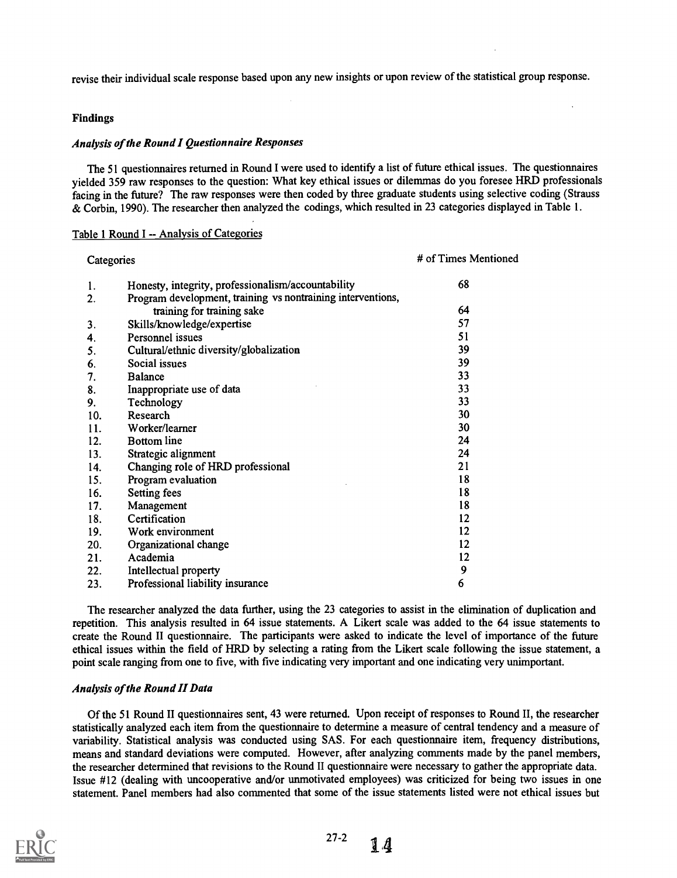revise their individual scale response based upon any new insights or upon review of the statistical group response.

## Findings

### *Analysis of the Round I Questionnaire Responses*

The 51 questionnaires returned in Round I were used to identify a list of future ethical issues. The questionnaires yielded 359 raw responses to the question: What key ethical issues or dilemmas do you foresee HRD professionals facing in the future? The raw responses were then coded by three graduate students using selective coding (Strauss & Corbin, 1990). The researcher then analyzed the codings, which resulted in 23 categories displayed in Table 1.

Table 1 Round I -- Analysis of Categories

| | Categories | # of Times Mentioned |
|---|---|---|
| 1. | Honesty, integrity, professionalism/accountability | 68 |
| 2. | Program development, training vs nontraining interventions, training for training sake | 64 |
| 3. | Skills/knowledge/expertise | 57 |
| 4. | Personnel issues | 51 |
| 5. | Cultural/ethnic diversity/globalization | 39 |
| 6. | Social issues | 39 |
| 7. | Balance | 33 |
| 8. | Inappropriate use of data | 33 |
| 9. | Technology | 33 |
| 10. | Research | 30 |
| 11. | Worker/learner | 30 |
| 12. | Bottom line | 24 |
| 13. | Strategic alignment | 24 |
| 14. | Changing role of HRD professional | 21 |
| 15. | Program evaluation | 18 |
| 16. | Setting fees | 18 |
| 17. | Management | 18 |
| 18. | Certification | 12 |
| 19. | Work environment | 12 |
| 20. | Organizational change | 12 |
| 21. | Academia | 12 |
| 22. | Intellectual property | 9 |
| 23. | Professional liability insurance | 6 |

The researcher analyzed the data further, using the 23 categories to assist in the elimination of duplication and repetition. This analysis resulted in 64 issue statements. A Likert scale was added to the 64 issue statements to create the Round II questionnaire. The participants were asked to indicate the level of importance of the future ethical issues within the field of HRD by selecting a rating from the Likert scale following the issue statement, a point scale ranging from one to five, with five indicating very important and one indicating very unimportant.

### *Analysis of the Round II Data*

Of the 51 Round II questionnaires sent, 43 were returned. Upon receipt of responses to Round II, the researcher statistically analyzed each item from the questionnaire to determine a measure of central tendency and a measure of variability. Statistical analysis was conducted using SAS. For each questionnaire item, frequency distributions, means and standard deviations were computed. However, after analyzing comments made by the panel members, the researcher determined that revisions to the Round II questionnaire were necessary to gather the appropriate data. Issue #12 (dealing with uncooperative and/or unmotivated employees) was criticized for being two issues in one statement. Panel members had also commented that some of the issue statements listed were not ethical issues but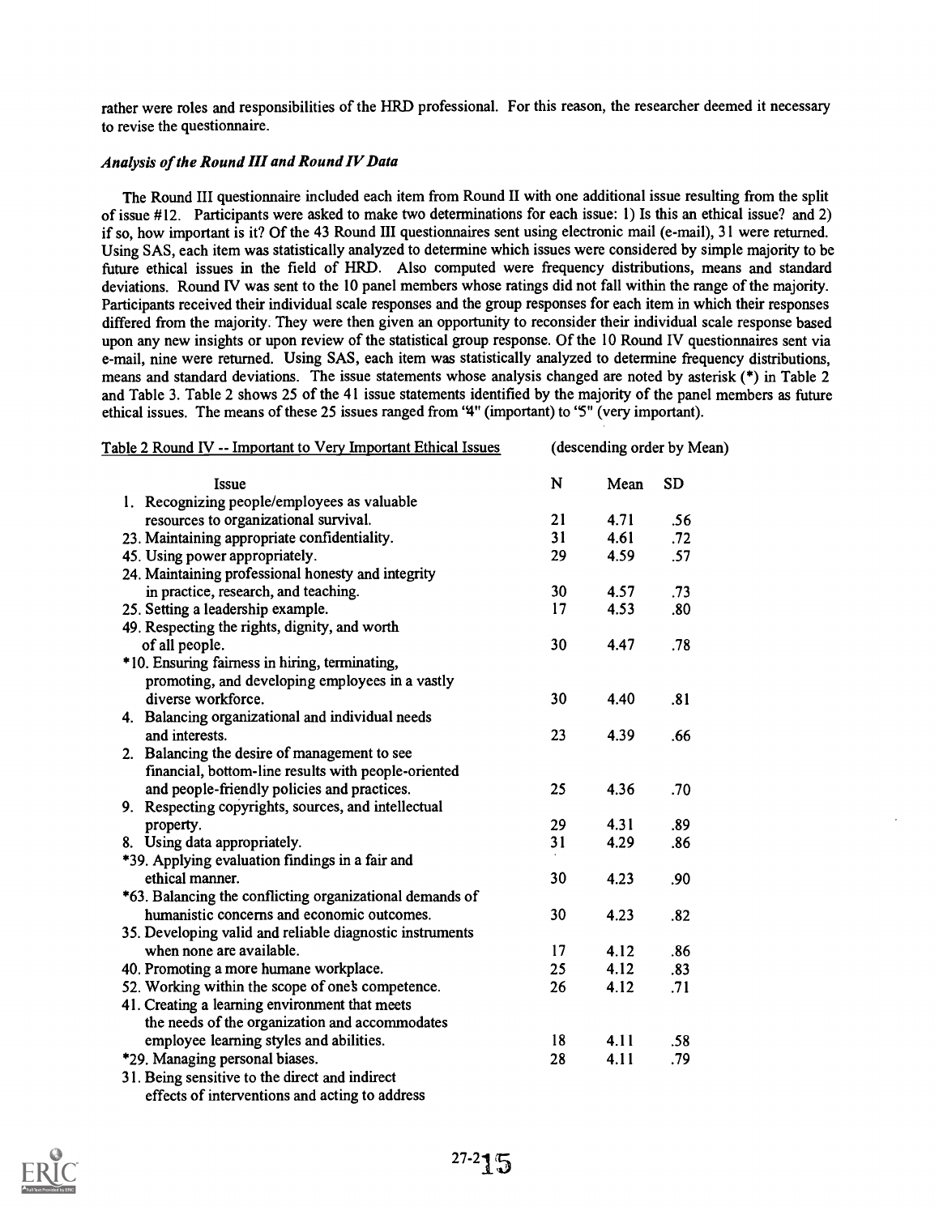rather were roles and responsibilities of the HRD professional. For this reason, the researcher deemed it necessary to revise the questionnaire.

### *Analysis of the Round III and Round IV Data*

The Round III questionnaire included each item from Round II with one additional issue resulting from the split of issue #12. Participants were asked to make two determinations for each issue: 1) Is this an ethical issue? and 2) if so, how important is it? Of the 43 Round III questionnaires sent using electronic mail (e-mail), 31 were returned. Using SAS, each item was statistically analyzed to determine which issues were considered by simple majority to be future ethical issues in the field of HRD. Also computed were frequency distributions, means and standard deviations. Round IV was sent to the 10 panel members whose ratings did not fall within the range of the majority. Participants received their individual scale responses and the group responses for each item in which their responses differed from the majority. They were then given an opportunity to reconsider their individual scale response based upon any new insights or upon review of the statistical group response. Of the 10 Round IV questionnaires sent via e-mail, nine were returned. Using SAS, each item was statistically analyzed to determine frequency distributions, means and standard deviations. The issue statements whose analysis changed are noted by asterisk (*) in Table 2 and Table 3. Table 2 shows 25 of the 41 issue statements identified by the majority of the panel members as future ethical issues. The means of these 25 issues ranged from "4" (important) to "5" (very important).

Table 2 Round IV -- Important to Very Important Ethical Issues (descending order by Mean)

| Issue | N | Mean | SD |
|---|---|---|---|
| 1. Recognizing people/employees as valuable resources to organizational survival. | 21 | 4.71 | .56 |
| 23. Maintaining appropriate confidentiality. | 31 | 4.61 | .72 |
| 45. Using power appropriately. | 29 | 4.59 | .57 |
| 24. Maintaining professional honesty and integrity in practice, research, and teaching. | 30 | 4.57 | .73 |
| 25. Setting a leadership example. | 17 | 4.53 | .80 |
| 49. Respecting the rights, dignity, and worth of all people. | 30 | 4.47 | .78 |
| *10. Ensuring fairness in hiring, terminating, promoting, and developing employees in a vastly diverse workforce. | 30 | 4.40 | .81 |
| 4. Balancing organizational and individual needs and interests. | 23 | 4.39 | .66 |
| 2. Balancing the desire of management to see financial, bottom-line results with people-oriented and people-friendly policies and practices. | 25 | 4.36 | .70 |
| 9. Respecting copyrights, sources, and intellectual property. | 29 | 4.31 | .89 |
| 8. Using data appropriately. | 31 | 4.29 | .86 |
| *39. Applying evaluation findings in a fair and ethical manner. | 30 | 4.23 | .90 |
| *63. Balancing the conflicting organizational demands of humanistic concerns and economic outcomes. | 30 | 4.23 | .82 |
| 35. Developing valid and reliable diagnostic instruments when none are available. | 17 | 4.12 | .86 |
| 40. Promoting a more humane workplace. | 25 | 4.12 | .83 |
| 52. Working within the scope of one's competence. | 26 | 4.12 | .71 |
| 41. Creating a learning environment that meets the needs of the organization and accommodates employee learning styles and abilities. | 18 | 4.11 | .58 |
| *29. Managing personal biases. | 28 | 4.11 | .79 |
| 31. Being sensitive to the direct and indirect effects of interventions and acting to address | | | |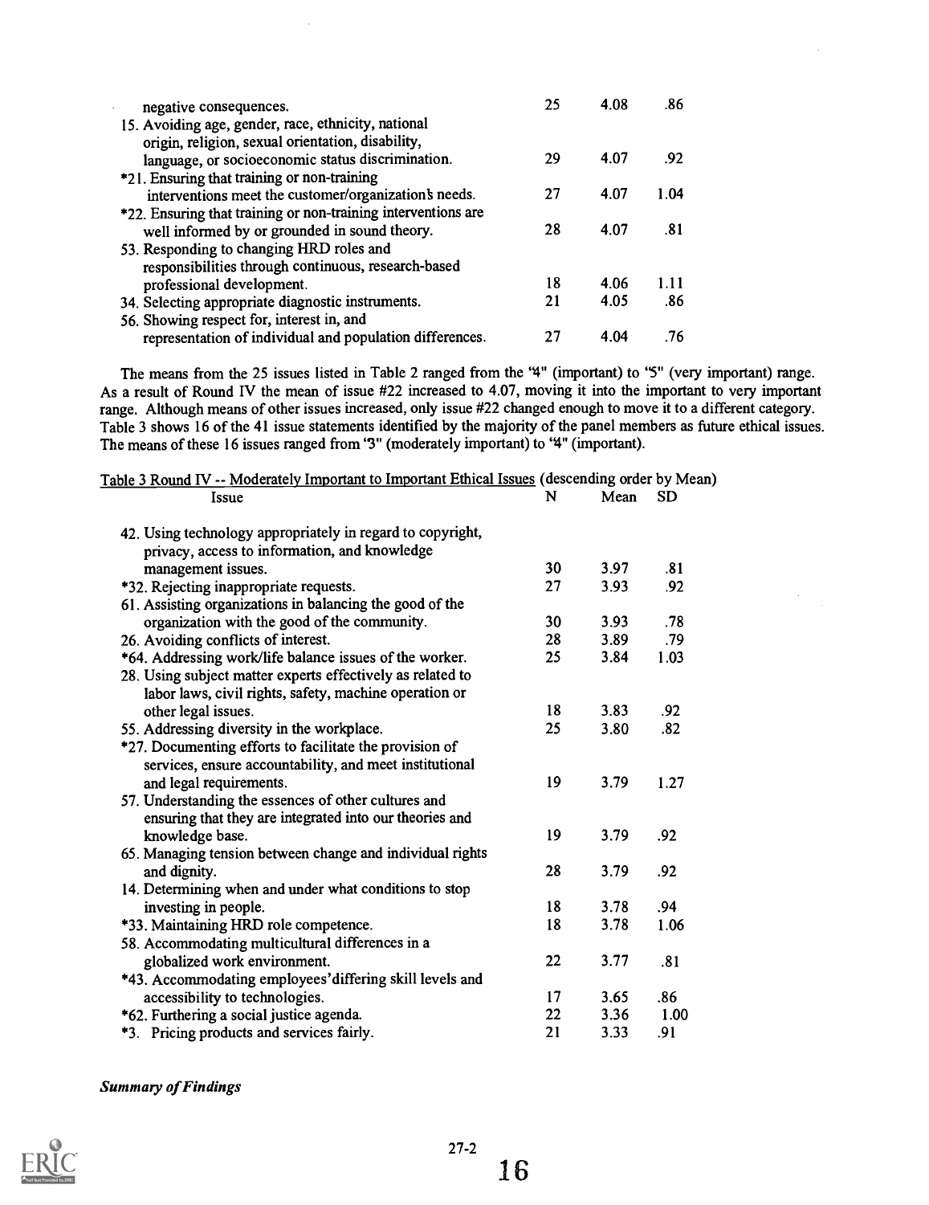| Issue | N | Mean | SD |
|---|---|---|---|
| negative consequences. | 25 | 4.08 | .86 |
| 15. Avoiding age, gender, race, ethnicity, national origin, religion, sexual orientation, disability, language, or socioeconomic status discrimination. | 29 | 4.07 | .92 |
| *21. Ensuring that training or non-training interventions meet the customer/organization's needs. | 27 | 4.07 | 1.04 |
| *22. Ensuring that training or non-training interventions are well informed by or grounded in sound theory. | 28 | 4.07 | .81 |
| 53. Responding to changing HRD roles and responsibilities through continuous, research-based professional development. | 18 | 4.06 | 1.11 |
| 34. Selecting appropriate diagnostic instruments. | 21 | 4.05 | .86 |
| 56. Showing respect for, interest in, and representation of individual and population differences. | 27 | 4.04 | .76 |

The means from the 25 issues listed in Table 2 ranged from the "4" (important) to "5" (very important) range. As a result of Round IV the mean of issue #22 increased to 4.07, moving it into the important to very important range. Although means of other issues increased, only issue #22 changed enough to move it to a different category. Table 3 shows 16 of the 41 issue statements identified by the majority of the panel members as future ethical issues. The means of these 16 issues ranged from "3" (moderately important) to "4" (important).

Table 3 Round IV -- Moderately Important to Important Ethical Issues (descending order by Mean)

| Issue | N | Mean | SD |
|---|---|---|---|
| 42. Using technology appropriately in regard to copyright, privacy, access to information, and knowledge management issues. | 30 | 3.97 | .81 |
| *32. Rejecting inappropriate requests. | 27 | 3.93 | .92 |
| 61. Assisting organizations in balancing the good of the organization with the good of the community. | 30 | 3.93 | .78 |
| 26. Avoiding conflicts of interest. | 28 | 3.89 | .79 |
| *64. Addressing work/life balance issues of the worker. | 25 | 3.84 | 1.03 |
| 28. Using subject matter experts effectively as related to labor laws, civil rights, safety, machine operation or other legal issues. | 18 | 3.83 | .92 |
| 55. Addressing diversity in the workplace. | 25 | 3.80 | .82 |
| *27. Documenting efforts to facilitate the provision of services, ensure accountability, and meet institutional and legal requirements. | 19 | 3.79 | 1.27 |
| 57. Understanding the essences of other cultures and ensuring that they are integrated into our theories and knowledge base. | 19 | 3.79 | .92 |
| 65. Managing tension between change and individual rights and dignity. | 28 | 3.79 | .92 |
| 14. Determining when and under what conditions to stop investing in people. | 18 | 3.78 | .94 |
| *33. Maintaining HRD role competence. | 18 | 3.78 | 1.06 |
| 58. Accommodating multicultural differences in a globalized work environment. | 22 | 3.77 | .81 |
| *43. Accommodating employees' differing skill levels and accessibility to technologies. | 17 | 3.65 | .86 |
| *62. Furthering a social justice agenda. | 22 | 3.36 | 1.00 |
| *3. Pricing products and services fairly. | 21 | 3.33 | .91 |

***Summary of Findings***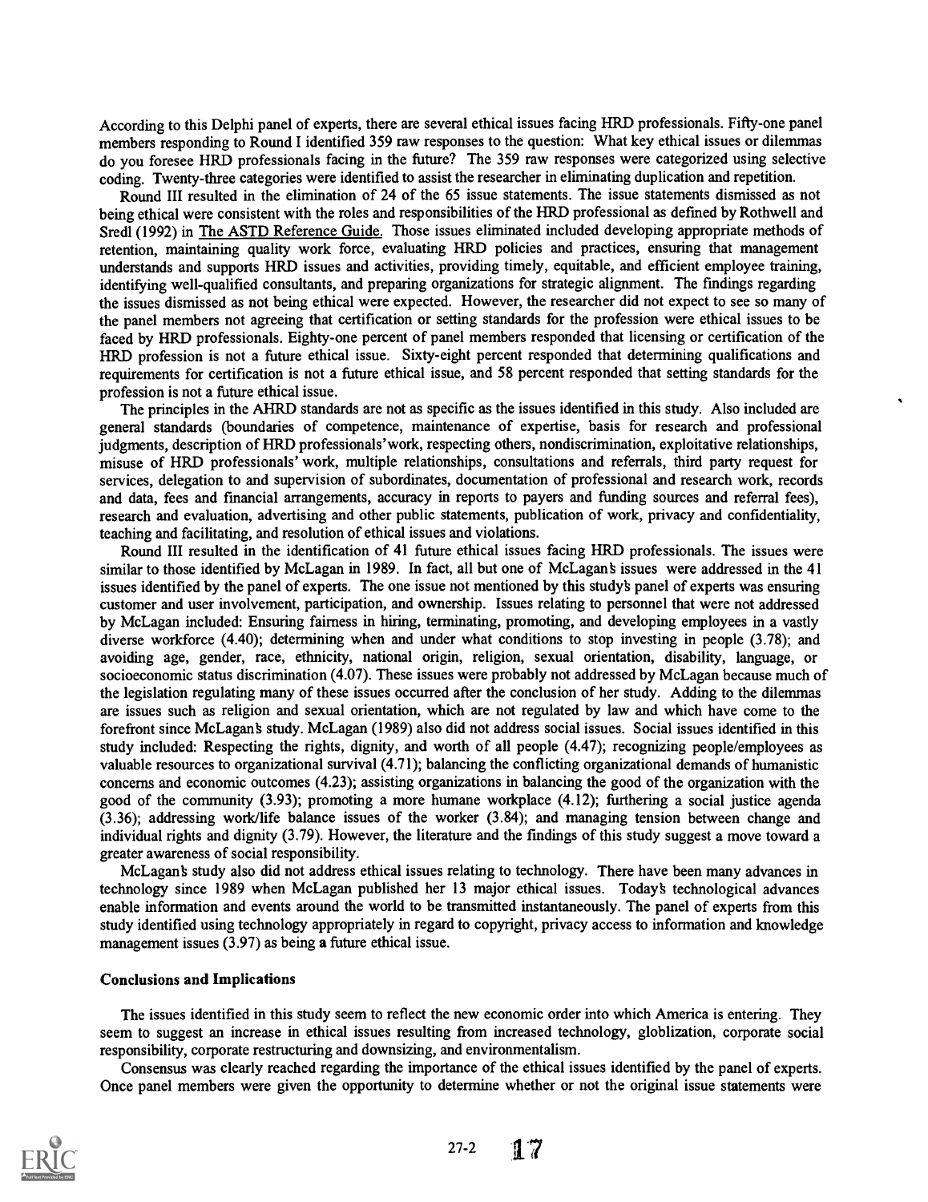According to this Delphi panel of experts, there are several ethical issues facing HRD professionals. Fifty-one panel members responding to Round I identified 359 raw responses to the question: What key ethical issues or dilemmas do you foresee HRD professionals facing in the future? The 359 raw responses were categorized using selective coding. Twenty-three categories were identified to assist the researcher in eliminating duplication and repetition.

Round III resulted in the elimination of 24 of the 65 issue statements. The issue statements dismissed as not being ethical were consistent with the roles and responsibilities of the HRD professional as defined by Rothwell and Sredl (1992) in The ASTD Reference Guide. Those issues eliminated included developing appropriate methods of retention, maintaining quality work force, evaluating HRD policies and practices, ensuring that management understands and supports HRD issues and activities, providing timely, equitable, and efficient employee training, identifying well-qualified consultants, and preparing organizations for strategic alignment. The findings regarding the issues dismissed as not being ethical were expected. However, the researcher did not expect to see so many of the panel members not agreeing that certification or setting standards for the profession were ethical issues to be faced by HRD professionals. Eighty-one percent of panel members responded that licensing or certification of the HRD profession is not a future ethical issue. Sixty-eight percent responded that determining qualifications and requirements for certification is not a future ethical issue, and 58 percent responded that setting standards for the profession is not a future ethical issue.

The principles in the AHRD standards are not as specific as the issues identified in this study. Also included are general standards (boundaries of competence, maintenance of expertise, basis for research and professional judgments, description of HRD professionals' work, respecting others, nondiscrimination, exploitative relationships, misuse of HRD professionals' work, multiple relationships, consultations and referrals, third party request for services, delegation to and supervision of subordinates, documentation of professional and research work, records and data, fees and financial arrangements, accuracy in reports to payers and funding sources and referral fees), research and evaluation, advertising and other public statements, publication of work, privacy and confidentiality, teaching and facilitating, and resolution of ethical issues and violations.

Round III resulted in the identification of 41 future ethical issues facing HRD professionals. The issues were similar to those identified by McLagan in 1989. In fact, all but one of McLagan's issues were addressed in the 41 issues identified by the panel of experts. The one issue not mentioned by this study's panel of experts was ensuring customer and user involvement, participation, and ownership. Issues relating to personnel that were not addressed by McLagan included: Ensuring fairness in hiring, terminating, promoting, and developing employees in a vastly diverse workforce (4.40); determining when and under what conditions to stop investing in people (3.78); and avoiding age, gender, race, ethnicity, national origin, religion, sexual orientation, disability, language, or socioeconomic status discrimination (4.07). These issues were probably not addressed by McLagan because much of the legislation regulating many of these issues occurred after the conclusion of her study. Adding to the dilemmas are issues such as religion and sexual orientation, which are not regulated by law and which have come to the forefront since McLagan's study. McLagan (1989) also did not address social issues. Social issues identified in this study included: Respecting the rights, dignity, and worth of all people (4.47); recognizing people/employees as valuable resources to organizational survival (4.71); balancing the conflicting organizational demands of humanistic concerns and economic outcomes (4.23); assisting organizations in balancing the good of the organization with the good of the community (3.93); promoting a more humane workplace (4.12); furthering a social justice agenda (3.36); addressing work/life balance issues of the worker (3.84); and managing tension between change and individual rights and dignity (3.79). However, the literature and the findings of this study suggest a move toward a greater awareness of social responsibility.

McLagan's study also did not address ethical issues relating to technology. There have been many advances in technology since 1989 when McLagan published her 13 major ethical issues. Today's technological advances enable information and events around the world to be transmitted instantaneously. The panel of experts from this study identified using technology appropriately in regard to copyright, privacy access to information and knowledge management issues (3.97) as being a future ethical issue.

### Conclusions and Implications

The issues identified in this study seem to reflect the new economic order into which America is entering. They seem to suggest an increase in ethical issues resulting from increased technology, globlization, corporate social responsibility, corporate restructuring and downsizing, and environmentalism.

Consensus was clearly reached regarding the importance of the ethical issues identified by the panel of experts. Once panel members were given the opportunity to determine whether or not the original issue statements were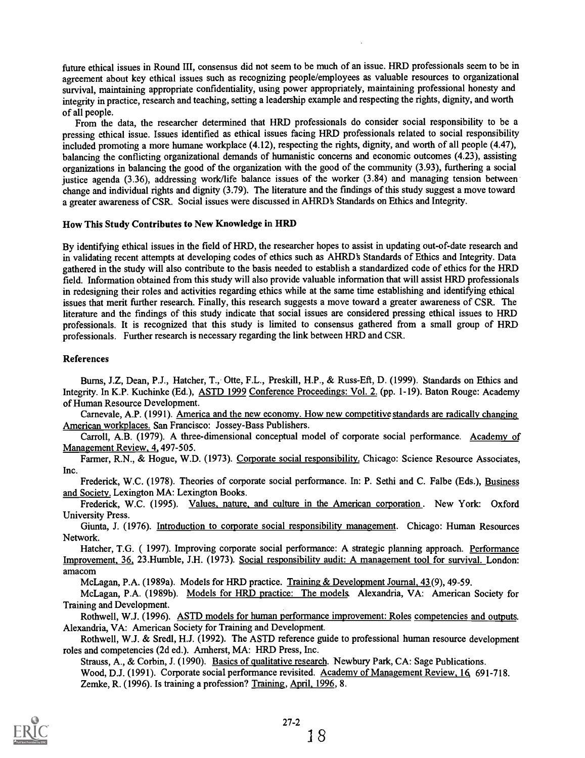future ethical issues in Round III, consensus did not seem to be much of an issue. HRD professionals seem to be in agreement about key ethical issues such as recognizing people/employees as valuable resources to organizational survival, maintaining appropriate confidentiality, using power appropriately, maintaining professional honesty and integrity in practice, research and teaching, setting a leadership example and respecting the rights, dignity, and worth of all people.

From the data, the researcher determined that HRD professionals do consider social responsibility to be a pressing ethical issue. Issues identified as ethical issues facing HRD professionals related to social responsibility included promoting a more humane workplace (4.12), respecting the rights, dignity, and worth of all people (4.47), balancing the conflicting organizational demands of humanistic concerns and economic outcomes (4.23), assisting organizations in balancing the good of the organization with the good of the community (3.93), furthering a social justice agenda (3.36), addressing work/life balance issues of the worker (3.84) and managing tension between change and individual rights and dignity (3.79). The literature and the findings of this study suggest a move toward a greater awareness of CSR. Social issues were discussed in AHRD's Standards on Ethics and Integrity.

### How This Study Contributes to New Knowledge in HRD

By identifying ethical issues in the field of HRD, the researcher hopes to assist in updating out-of-date research and in validating recent attempts at developing codes of ethics such as AHRD's Standards of Ethics and Integrity. Data gathered in the study will also contribute to the basis needed to establish a standardized code of ethics for the HRD field. Information obtained from this study will also provide valuable information that will assist HRD professionals in redesigning their roles and activities regarding ethics while at the same time establishing and identifying ethical issues that merit further research. Finally, this research suggests a move toward a greater awareness of CSR. The literature and the findings of this study indicate that social issues are considered pressing ethical issues to HRD professionals. It is recognized that this study is limited to consensus gathered from a small group of HRD professionals. Further research is necessary regarding the link between HRD and CSR.

### References

Burns, J.Z, Dean, P.J., Hatcher, T., Otte, F.L., Preskill, H.P., & Russ-Eft, D. (1999). Standards on Ethics and Integrity. In K.P. Kuchinke (Ed.), ASTD 1999 Conference Proceedings: Vol. 2. (pp. 1-19). Baton Rouge: Academy of Human Resource Development.

Carnevale, A.P. (1991). America and the new economy. How new competitive standards are radically changing American workplaces. San Francisco: Jossey-Bass Publishers.

Carroll, A.B. (1979). A three-dimensional conceptual model of corporate social performance. Academy of Management Review, 4, 497-505.

Farmer, R.N., & Hogue, W.D. (1973). Corporate social responsibility. Chicago: Science Resource Associates, Inc.

Frederick, W.C. (1978). Theories of corporate social performance. In: P. Sethi and C. Falbe (Eds.), Business and Society. Lexington MA: Lexington Books.

Frederick, W.C. (1995). Values, nature, and culture in the American corporation. New York: Oxford University Press.

Giunta, J. (1976). Introduction to corporate social responsibility management. Chicago: Human Resources Network.

Hatcher, T.G. ( 1997). Improving corporate social performance: A strategic planning approach. Performance Improvement, 36, 23.Humble, J.H. (1973). Social responsibility audit: A management tool for survival. London: amacom

McLagan, P.A. (1989a). Models for HRD practice. Training & Development Journal, 43(9), 49-59.

McLagan, P.A. (1989b). Models for HRD practice: The models. Alexandria, VA: American Society for Training and Development.

Rothwell, W.J. (1996). ASTD models for human performance improvement: Roles competencies and outputs. Alexandria, VA: American Society for Training and Development.

Rothwell, W.J. & Sredl, H.J. (1992). The ASTD reference guide to professional human resource development roles and competencies (2d ed.). Amherst, MA: HRD Press, Inc.

Strauss, A., & Corbin, J. (1990). Basics of qualitative research. Newbury Park, CA: Sage Publications.

Wood, D.J. (1991). Corporate social performance revisited. Academy of Management Review, 16, 691-718.

Zemke, R. (1996). Is training a profession? Training, April, 1996, 8.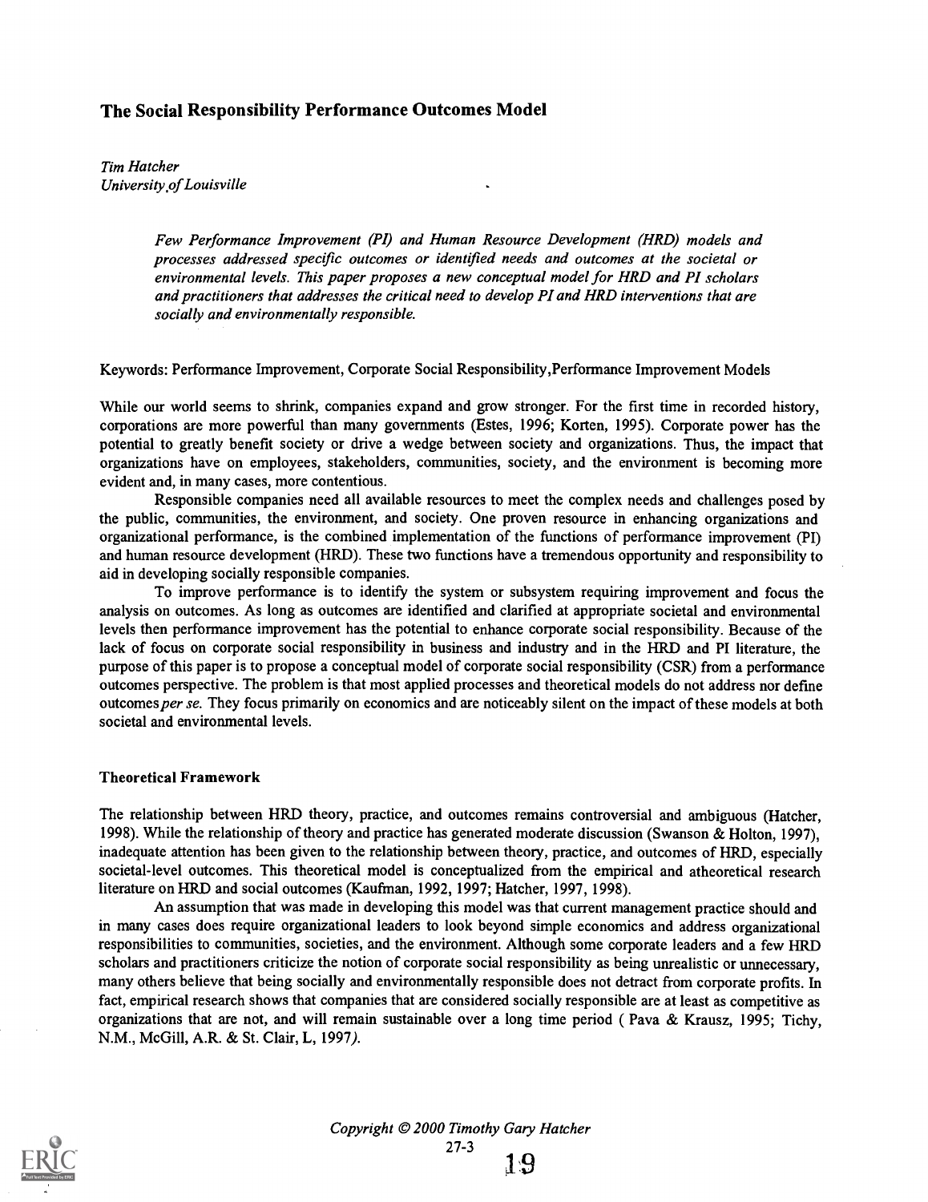# The Social Responsibility Performance Outcomes Model

*Tim Hatcher*
*University of Louisville*

*Few Performance Improvement (PI) and Human Resource Development (HRD) models and processes addressed specific outcomes or identified needs and outcomes at the societal or environmental levels. This paper proposes a new conceptual model for HRD and PI scholars and practitioners that addresses the critical need to develop PI and HRD interventions that are socially and environmentally responsible.*

Keywords: Performance Improvement, Corporate Social Responsibility, Performance Improvement Models

While our world seems to shrink, companies expand and grow stronger. For the first time in recorded history, corporations are more powerful than many governments (Estes, 1996; Korten, 1995). Corporate power has the potential to greatly benefit society or drive a wedge between society and organizations. Thus, the impact that organizations have on employees, stakeholders, communities, society, and the environment is becoming more evident and, in many cases, more contentious.

Responsible companies need all available resources to meet the complex needs and challenges posed by the public, communities, the environment, and society. One proven resource in enhancing organizations and organizational performance, is the combined implementation of the functions of performance improvement (PI) and human resource development (HRD). These two functions have a tremendous opportunity and responsibility to aid in developing socially responsible companies.

To improve performance is to identify the system or subsystem requiring improvement and focus the analysis on outcomes. As long as outcomes are identified and clarified at appropriate societal and environmental levels then performance improvement has the potential to enhance corporate social responsibility. Because of the lack of focus on corporate social responsibility in business and industry and in the HRD and PI literature, the purpose of this paper is to propose a conceptual model of corporate social responsibility (CSR) from a performance outcomes perspective. The problem is that most applied processes and theoretical models do not address nor define outcomes *per se*. They focus primarily on economics and are noticeably silent on the impact of these models at both societal and environmental levels.

## Theoretical Framework

The relationship between HRD theory, practice, and outcomes remains controversial and ambiguous (Hatcher, 1998). While the relationship of theory and practice has generated moderate discussion (Swanson & Holton, 1997), inadequate attention has been given to the relationship between theory, practice, and outcomes of HRD, especially societal-level outcomes. This theoretical model is conceptualized from the empirical and atheoretical research literature on HRD and social outcomes (Kaufman, 1992, 1997; Hatcher, 1997, 1998).

An assumption that was made in developing this model was that current management practice should and in many cases does require organizational leaders to look beyond simple economics and address organizational responsibilities to communities, societies, and the environment. Although some corporate leaders and a few HRD scholars and practitioners criticize the notion of corporate social responsibility as being unrealistic or unnecessary, many others believe that being socially and environmentally responsible does not detract from corporate profits. In fact, empirical research shows that companies that are considered socially responsible are at least as competitive as organizations that are not, and will remain sustainable over a long time period ( Pava & Krausz, 1995; Tichy, N.M., McGill, A.R. & St. Clair, L, 1997).

Copyright © 2000 Timothy Gary Hatcher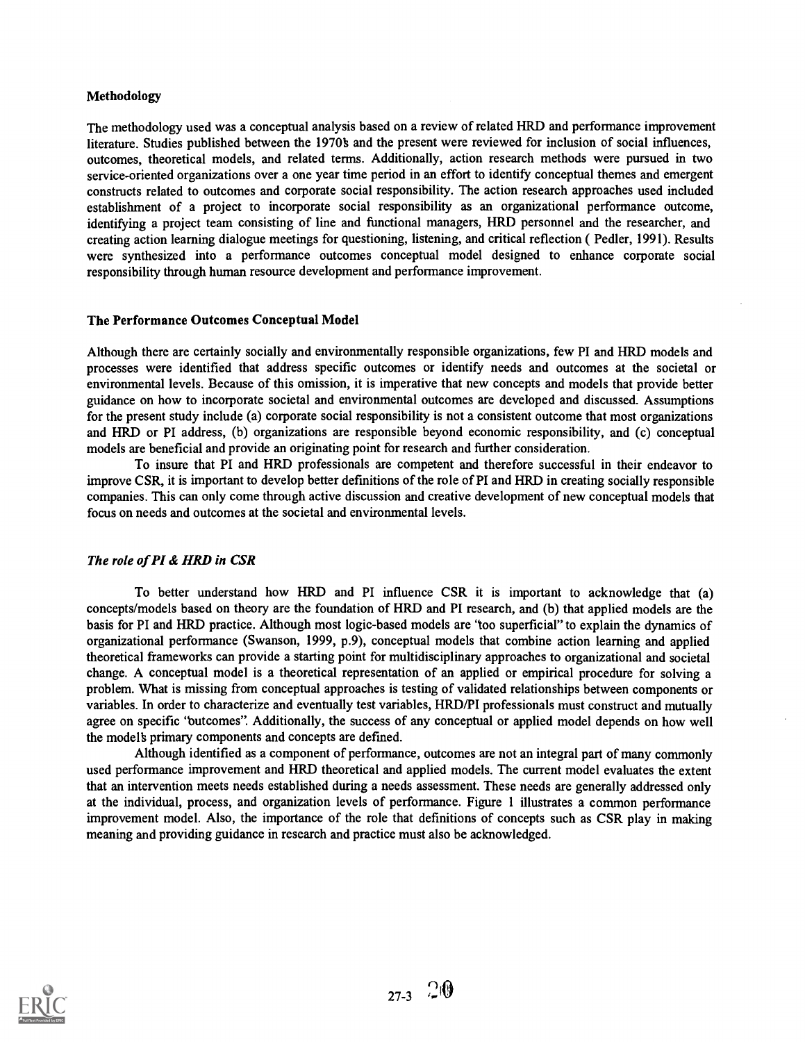### Methodology

The methodology used was a conceptual analysis based on a review of related HRD and performance improvement literature. Studies published between the 1970's and the present were reviewed for inclusion of social influences, outcomes, theoretical models, and related terms. Additionally, action research methods were pursued in two service-oriented organizations over a one year time period in an effort to identify conceptual themes and emergent constructs related to outcomes and corporate social responsibility. The action research approaches used included establishment of a project to incorporate social responsibility as an organizational performance outcome, identifying a project team consisting of line and functional managers, HRD personnel and the researcher, and creating action learning dialogue meetings for questioning, listening, and critical reflection ( Pedler, 1991). Results were synthesized into a performance outcomes conceptual model designed to enhance corporate social responsibility through human resource development and performance improvement.

### The Performance Outcomes Conceptual Model

Although there are certainly socially and environmentally responsible organizations, few PI and HRD models and processes were identified that address specific outcomes or identify needs and outcomes at the societal or environmental levels. Because of this omission, it is imperative that new concepts and models that provide better guidance on how to incorporate societal and environmental outcomes are developed and discussed. Assumptions for the present study include (a) corporate social responsibility is not a consistent outcome that most organizations and HRD or PI address, (b) organizations are responsible beyond economic responsibility, and (c) conceptual models are beneficial and provide an originating point for research and further consideration.

To insure that PI and HRD professionals are competent and therefore successful in their endeavor to improve CSR, it is important to develop better definitions of the role of PI and HRD in creating socially responsible companies. This can only come through active discussion and creative development of new conceptual models that focus on needs and outcomes at the societal and environmental levels.

#### *The role of PI & HRD in CSR*

To better understand how HRD and PI influence CSR it is important to acknowledge that (a) concepts/models based on theory are the foundation of HRD and PI research, and (b) that applied models are the basis for PI and HRD practice. Although most logic-based models are "too superficial" to explain the dynamics of organizational performance (Swanson, 1999, p.9), conceptual models that combine action learning and applied theoretical frameworks can provide a starting point for multidisciplinary approaches to organizational and societal change. A conceptual model is a theoretical representation of an applied or empirical procedure for solving a problem. What is missing from conceptual approaches is testing of validated relationships between components or variables. In order to characterize and eventually test variables, HRD/PI professionals must construct and mutually agree on specific "outcomes". Additionally, the success of any conceptual or applied model depends on how well the model's primary components and concepts are defined.

Although identified as a component of performance, outcomes are not an integral part of many commonly used performance improvement and HRD theoretical and applied models. The current model evaluates the extent that an intervention meets needs established during a needs assessment. These needs are generally addressed only at the individual, process, and organization levels of performance. Figure 1 illustrates a common performance improvement model. Also, the importance of the role that definitions of concepts such as CSR play in making meaning and providing guidance in research and practice must also be acknowledged.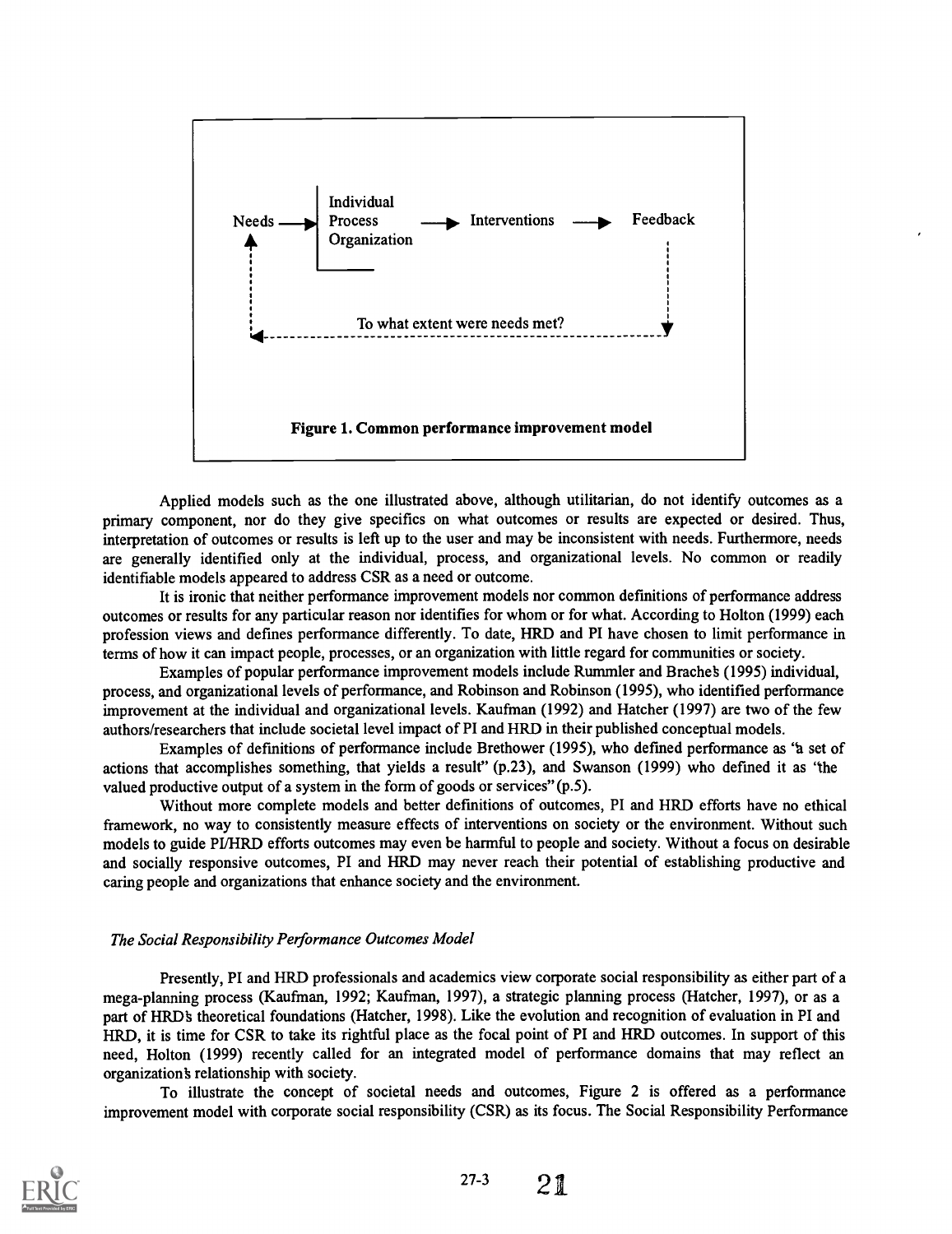Needs → Individual / Process / Organization → Interventions → Feedback

To what extent were needs met?

**Figure 1. Common performance improvement model**

Applied models such as the one illustrated above, although utilitarian, do not identify outcomes as a primary component, nor do they give specifics on what outcomes or results are expected or desired. Thus, interpretation of outcomes or results is left up to the user and may be inconsistent with needs. Furthermore, needs are generally identified only at the individual, process, and organizational levels. No common or readily identifiable models appeared to address CSR as a need or outcome.

It is ironic that neither performance improvement models nor common definitions of performance address outcomes or results for any particular reason nor identifies for whom or for what. According to Holton (1999) each profession views and defines performance differently. To date, HRD and PI have chosen to limit performance in terms of how it can impact people, processes, or an organization with little regard for communities or society.

Examples of popular performance improvement models include Rummler and Brache's (1995) individual, process, and organizational levels of performance, and Robinson and Robinson (1995), who identified performance improvement at the individual and organizational levels. Kaufman (1992) and Hatcher (1997) are two of the few authors/researchers that include societal level impact of PI and HRD in their published conceptual models.

Examples of definitions of performance include Brethower (1995), who defined performance as "a set of actions that accomplishes something, that yields a result" (p.23), and Swanson (1999) who defined it as "the valued productive output of a system in the form of goods or services" (p.5).

Without more complete models and better definitions of outcomes, PI and HRD efforts have no ethical framework, no way to consistently measure effects of interventions on society or the environment. Without such models to guide PI/HRD efforts outcomes may even be harmful to people and society. Without a focus on desirable and socially responsive outcomes, PI and HRD may never reach their potential of establishing productive and caring people and organizations that enhance society and the environment.

### *The Social Responsibility Performance Outcomes Model*

Presently, PI and HRD professionals and academics view corporate social responsibility as either part of a mega-planning process (Kaufman, 1992; Kaufman, 1997), a strategic planning process (Hatcher, 1997), or as a part of HRD's theoretical foundations (Hatcher, 1998). Like the evolution and recognition of evaluation in PI and HRD, it is time for CSR to take its rightful place as the focal point of PI and HRD outcomes. In support of this need, Holton (1999) recently called for an integrated model of performance domains that may reflect an organization's relationship with society.

To illustrate the concept of societal needs and outcomes, Figure 2 is offered as a performance improvement model with corporate social responsibility (CSR) as its focus. The Social Responsibility Performance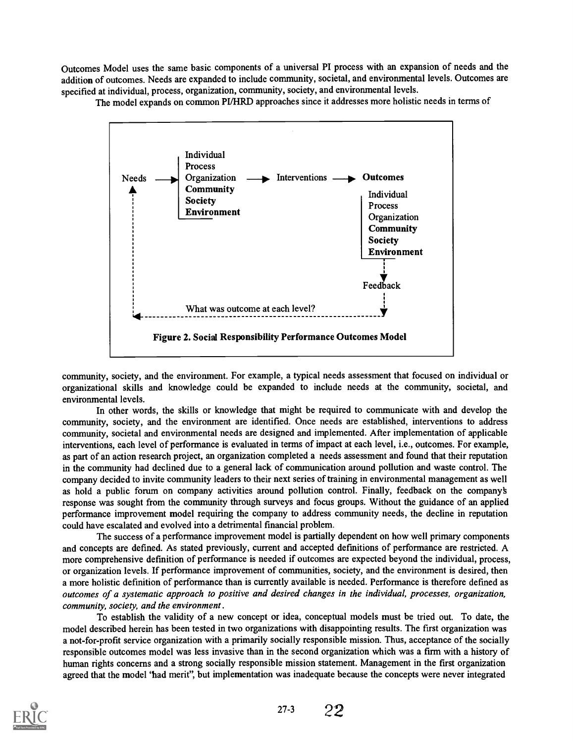Outcomes Model uses the same basic components of a universal PI process with an expansion of needs and the addition of outcomes. Needs are expanded to include community, societal, and environmental levels. Outcomes are specified at individual, process, organization, community, society, and environmental levels.

The model expands on common PI/HRD approaches since it addresses more holistic needs in terms of

```
Needs ──► | Individual
          | Process
          | Organization ──► Interventions ──► Outcomes
          | Community                          | Individual
          | Society                            | Process
          | Environment                        | Organization
  ▲                                            | Community
  ┆                                            | Society
  ┆                                            | Environment
  ┆                                                 ┆
  ┆                                                 ▼
  ┆                                             Feedback
  ┆                                                 ┆
  ┆         What was outcome at each level?         ▼
  ◄┄┄┄┄┄┄┄┄┄┄┄┄┄┄┄┄┄┄┄┄┄┄┄┄┄┄┄┄┄┄┄┄┄┄┄┄┄┄┄┄┄┄┄┄┄┄┄┄┄┘
```

**Figure 2. Social Responsibility Performance Outcomes Model**

community, society, and the environment. For example, a typical needs assessment that focused on individual or organizational skills and knowledge could be expanded to include needs at the community, societal, and environmental levels.

In other words, the skills or knowledge that might be required to communicate with and develop the community, society, and the environment are identified. Once needs are established, interventions to address community, societal and environmental needs are designed and implemented. After implementation of applicable interventions, each level of performance is evaluated in terms of impact at each level, i.e., outcomes. For example, as part of an action research project, an organization completed a needs assessment and found that their reputation in the community had declined due to a general lack of communication around pollution and waste control. The company decided to invite community leaders to their next series of training in environmental management as well as hold a public forum on company activities around pollution control. Finally, feedback on the company's response was sought from the community through surveys and focus groups. Without the guidance of an applied performance improvement model requiring the company to address community needs, the decline in reputation could have escalated and evolved into a detrimental financial problem.

The success of a performance improvement model is partially dependent on how well primary components and concepts are defined. As stated previously, current and accepted definitions of performance are restricted. A more comprehensive definition of performance is needed if outcomes are expected beyond the individual, process, or organization levels. If performance improvement of communities, society, and the environment is desired, then a more holistic definition of performance than is currently available is needed. Performance is therefore defined as *outcomes of a systematic approach to positive and desired changes in the individual, processes, organization, community, society, and the environment*.

To establish the validity of a new concept or idea, conceptual models must be tried out. To date, the model described herein has been tested in two organizations with disappointing results. The first organization was a not-for-profit service organization with a primarily socially responsible mission. Thus, acceptance of the socially responsible outcomes model was less invasive than in the second organization which was a firm with a history of human rights concerns and a strong socially responsible mission statement. Management in the first organization agreed that the model "had merit", but implementation was inadequate because the concepts were never integrated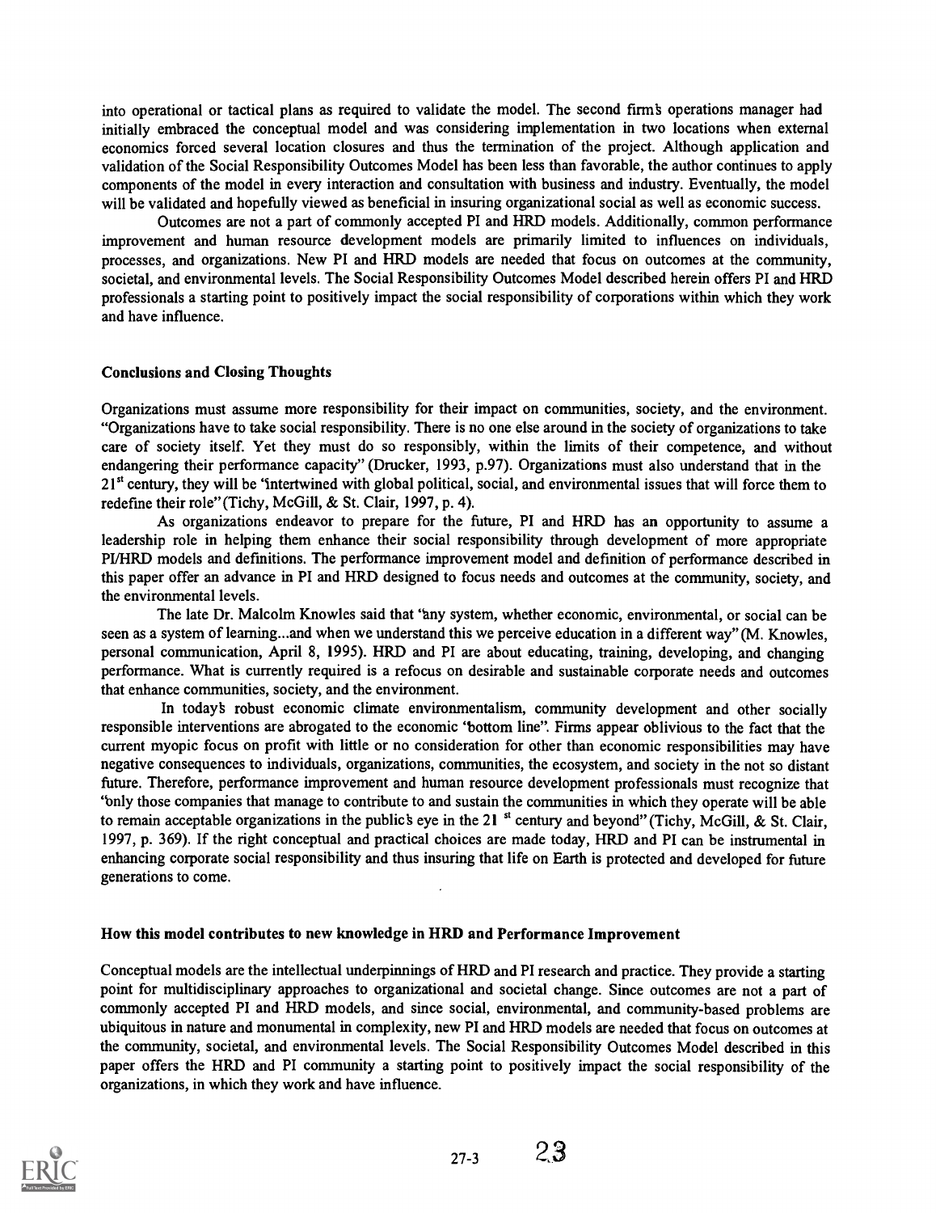into operational or tactical plans as required to validate the model. The second firm's operations manager had initially embraced the conceptual model and was considering implementation in two locations when external economics forced several location closures and thus the termination of the project. Although application and validation of the Social Responsibility Outcomes Model has been less than favorable, the author continues to apply components of the model in every interaction and consultation with business and industry. Eventually, the model will be validated and hopefully viewed as beneficial in insuring organizational social as well as economic success.

Outcomes are not a part of commonly accepted PI and HRD models. Additionally, common performance improvement and human resource development models are primarily limited to influences on individuals, processes, and organizations. New PI and HRD models are needed that focus on outcomes at the community, societal, and environmental levels. The Social Responsibility Outcomes Model described herein offers PI and HRD professionals a starting point to positively impact the social responsibility of corporations within which they work and have influence.

### Conclusions and Closing Thoughts

Organizations must assume more responsibility for their impact on communities, society, and the environment. "Organizations have to take social responsibility. There is no one else around in the society of organizations to take care of society itself. Yet they must do so responsibly, within the limits of their competence, and without endangering their performance capacity" (Drucker, 1993, p.97). Organizations must also understand that in the 21st century, they will be "intertwined with global political, social, and environmental issues that will force them to redefine their role" (Tichy, McGill, & St. Clair, 1997, p. 4).

As organizations endeavor to prepare for the future, PI and HRD has an opportunity to assume a leadership role in helping them enhance their social responsibility through development of more appropriate PI/HRD models and definitions. The performance improvement model and definition of performance described in this paper offer an advance in PI and HRD designed to focus needs and outcomes at the community, society, and the environmental levels.

The late Dr. Malcolm Knowles said that "any system, whether economic, environmental, or social can be seen as a system of learning...and when we understand this we perceive education in a different way" (M. Knowles, personal communication, April 8, 1995). HRD and PI are about educating, training, developing, and changing performance. What is currently required is a refocus on desirable and sustainable corporate needs and outcomes that enhance communities, society, and the environment.

In today's robust economic climate environmentalism, community development and other socially responsible interventions are abrogated to the economic "bottom line". Firms appear oblivious to the fact that the current myopic focus on profit with little or no consideration for other than economic responsibilities may have negative consequences to individuals, organizations, communities, the ecosystem, and society in the not so distant future. Therefore, performance improvement and human resource development professionals must recognize that "only those companies that manage to contribute to and sustain the communities in which they operate will be able to remain acceptable organizations in the public's eye in the 21 st century and beyond" (Tichy, McGill, & St. Clair, 1997, p. 369). If the right conceptual and practical choices are made today, HRD and PI can be instrumental in enhancing corporate social responsibility and thus insuring that life on Earth is protected and developed for future generations to come.

### How this model contributes to new knowledge in HRD and Performance Improvement

Conceptual models are the intellectual underpinnings of HRD and PI research and practice. They provide a starting point for multidisciplinary approaches to organizational and societal change. Since outcomes are not a part of commonly accepted PI and HRD models, and since social, environmental, and community-based problems are ubiquitous in nature and monumental in complexity, new PI and HRD models are needed that focus on outcomes at the community, societal, and environmental levels. The Social Responsibility Outcomes Model described in this paper offers the HRD and PI community a starting point to positively impact the social responsibility of the organizations, in which they work and have influence.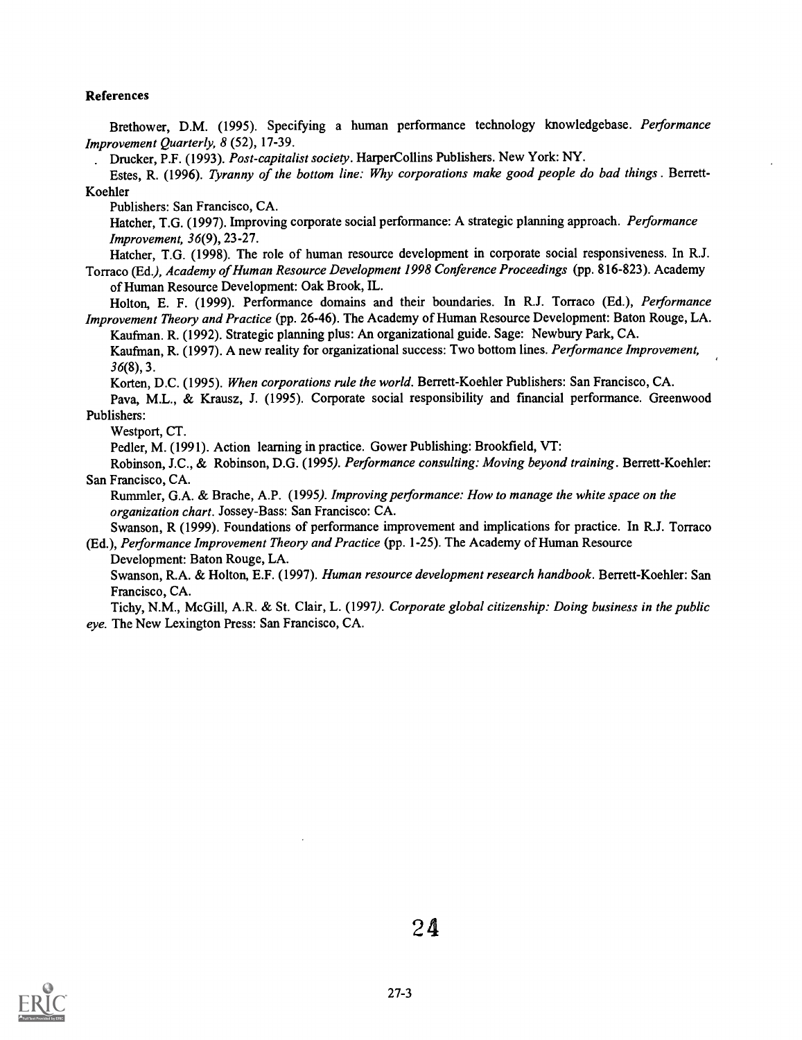**References**

Brethower, D.M. (1995). Specifying a human performance technology knowledgebase. *Performance Improvement Quarterly, 8* (52), 17-39.

Drucker, P.F. (1993). *Post-capitalist society*. HarperCollins Publishers. New York: NY.

Estes, R. (1996). *Tyranny of the bottom line: Why corporations make good people do bad things*. Berrett-Koehler Publishers: San Francisco, CA.

Hatcher, T.G. (1997). Improving corporate social performance: A strategic planning approach. *Performance Improvement, 36*(9), 23-27.

Hatcher, T.G. (1998). The role of human resource development in corporate social responsiveness. In R.J. Torraco (Ed.*), Academy of Human Resource Development 1998 Conference Proceedings* (pp. 816-823). Academy of Human Resource Development: Oak Brook, IL.

Holton, E. F. (1999). Performance domains and their boundaries. In R.J. Torraco (Ed.), *Performance Improvement Theory and Practice* (pp. 26-46). The Academy of Human Resource Development: Baton Rouge, LA.

Kaufman. R. (1992). Strategic planning plus: An organizational guide. Sage: Newbury Park, CA.

Kaufman, R. (1997). A new reality for organizational success: Two bottom lines. *Performance Improvement, 36*(8), 3.

Korten, D.C. (1995). *When corporations rule the world*. Berrett-Koehler Publishers: San Francisco, CA.

Pava, M.L., & Krausz, J. (1995). Corporate social responsibility and financial performance. Greenwood Publishers: Westport, CT.

Pedler, M. (1991). Action learning in practice. Gower Publishing: Brookfield, VT:

Robinson, J.C., & Robinson, D.G. (1995*). Performance consulting: Moving beyond training*. Berrett-Koehler: San Francisco, CA.

Rummler, G.A. & Brache, A.P. (1995*). Improving performance: How to manage the white space on the organization chart*. Jossey-Bass: San Francisco: CA.

Swanson, R (1999). Foundations of performance improvement and implications for practice. In R.J. Torraco (Ed.), *Performance Improvement Theory and Practice* (pp. 1-25). The Academy of Human Resource Development: Baton Rouge, LA.

Swanson, R.A. & Holton, E.F. (1997). *Human resource development research handbook*. Berrett-Koehler: San Francisco, CA.

Tichy, N.M., McGill, A.R. & St. Clair, L. (1997*). Corporate global citizenship: Doing business in the public eye.* The New Lexington Press: San Francisco, CA.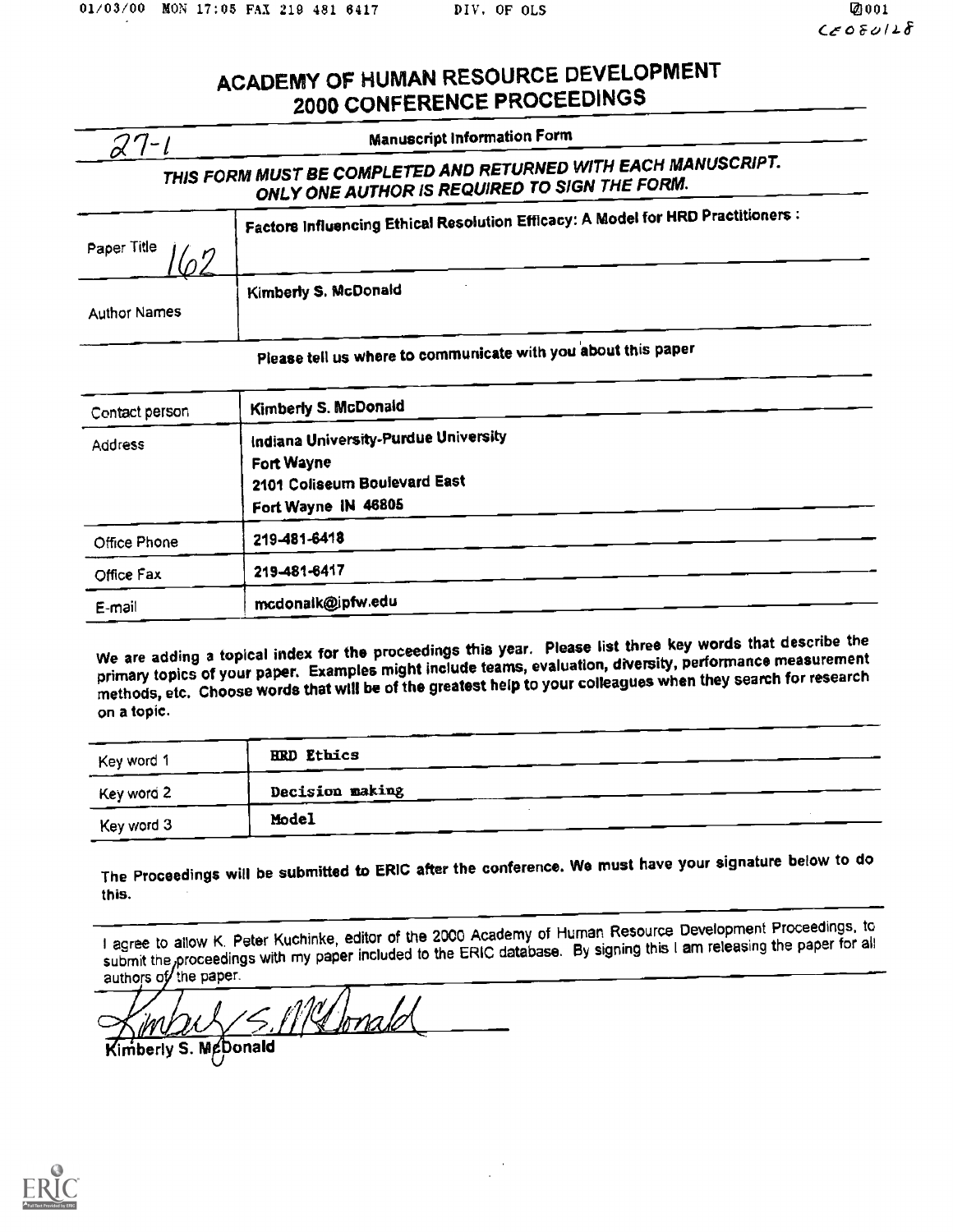# ACADEMY OF HUMAN RESOURCE DEVELOPMENT 2000 CONFERENCE PROCEEDINGS

27-1

**Manuscript Information Form**

***THIS FORM MUST BE COMPLETED AND RETURNED WITH EACH MANUSCRIPT. ONLY ONE AUTHOR IS REQUIRED TO SIGN THE FORM.***

| | |
|---|---|
| Paper Title 162 | Factors Influencing Ethical Resolution Efficacy: A Model for HRD Practitioners : |
| Author Names | Kimberly S. McDonald |

**Please tell us where to communicate with you about this paper**

| | |
|---|---|
| Contact person | Kimberly S. McDonald |
| Address | Indiana University-Purdue University<br>Fort Wayne<br>2101 Coliseum Boulevard East<br>Fort Wayne IN 46805 |
| Office Phone | 219-481-6418 |
| Office Fax | 219-481-6417 |
| E-mail | mcdonalk@ipfw.edu |

**We are adding a topical index for the proceedings this year. Please list three key words that describe the primary topics of your paper. Examples might include teams, evaluation, diversity, performance measurement methods, etc. Choose words that will be of the greatest help to your colleagues when they search for research on a topic.**

| | |
|---|---|
| Key word 1 | HRD Ethics |
| Key word 2 | Decision making |
| Key word 3 | Model |

**The Proceedings will be submitted to ERIC after the conference. We must have your signature below to do this.**

I agree to allow K. Peter Kuchinke, editor of the 2000 Academy of Human Resource Development Proceedings, to submit the proceedings with my paper included to the ERIC database. By signing this I am releasing the paper for all authors of the paper.

Kimberly S. McDonald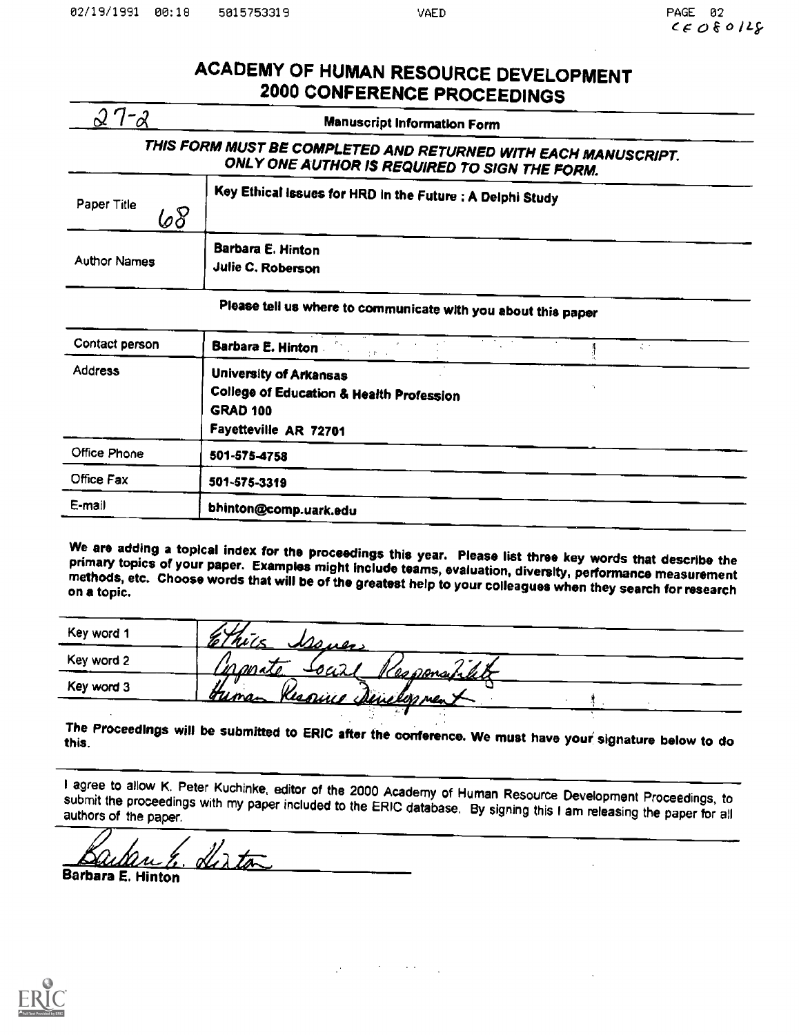CE080128

# ACADEMY OF HUMAN RESOURCE DEVELOPMENT 2000 CONFERENCE PROCEEDINGS

27-2

**Manuscript Information Form**

***THIS FORM MUST BE COMPLETED AND RETURNED WITH EACH MANUSCRIPT. ONLY ONE AUTHOR IS REQUIRED TO SIGN THE FORM.***

| | |
|---|---|
| Paper Title 68 | Key Ethical Issues for HRD in the Future : A Delphi Study |
| Author Names | Barbara E. Hinton<br>Julie C. Roberson |

**Please tell us where to communicate with you about this paper**

| | |
|---|---|
| Contact person | Barbara E. Hinton |
| Address | University of Arkansas<br>College of Education & Health Profession<br>GRAD 100<br>Fayetteville AR 72701 |
| Office Phone | 501-575-4758 |
| Office Fax | 501-575-3319 |
| E-mail | bhinton@comp.uark.edu |

We are adding a topical index for the proceedings this year. Please list three key words that describe the primary topics of your paper. Examples might include teams, evaluation, diversity, performance measurement methods, etc. Choose words that will be of the greatest help to your colleagues when they search for research on a topic.

| | |
|---|---|
| Key word 1 | Ethics Issues |
| Key word 2 | Corporate Social Responsibility |
| Key word 3 | Human Resource Development |

The Proceedings will be submitted to ERIC after the conference. We must have your signature below to do this.

I agree to allow K. Peter Kuchinke, editor of the 2000 Academy of Human Resource Development Proceedings, to submit the proceedings with my paper included to the ERIC database. By signing this I am releasing the paper for all authors of the paper.

Barbara E. Hinton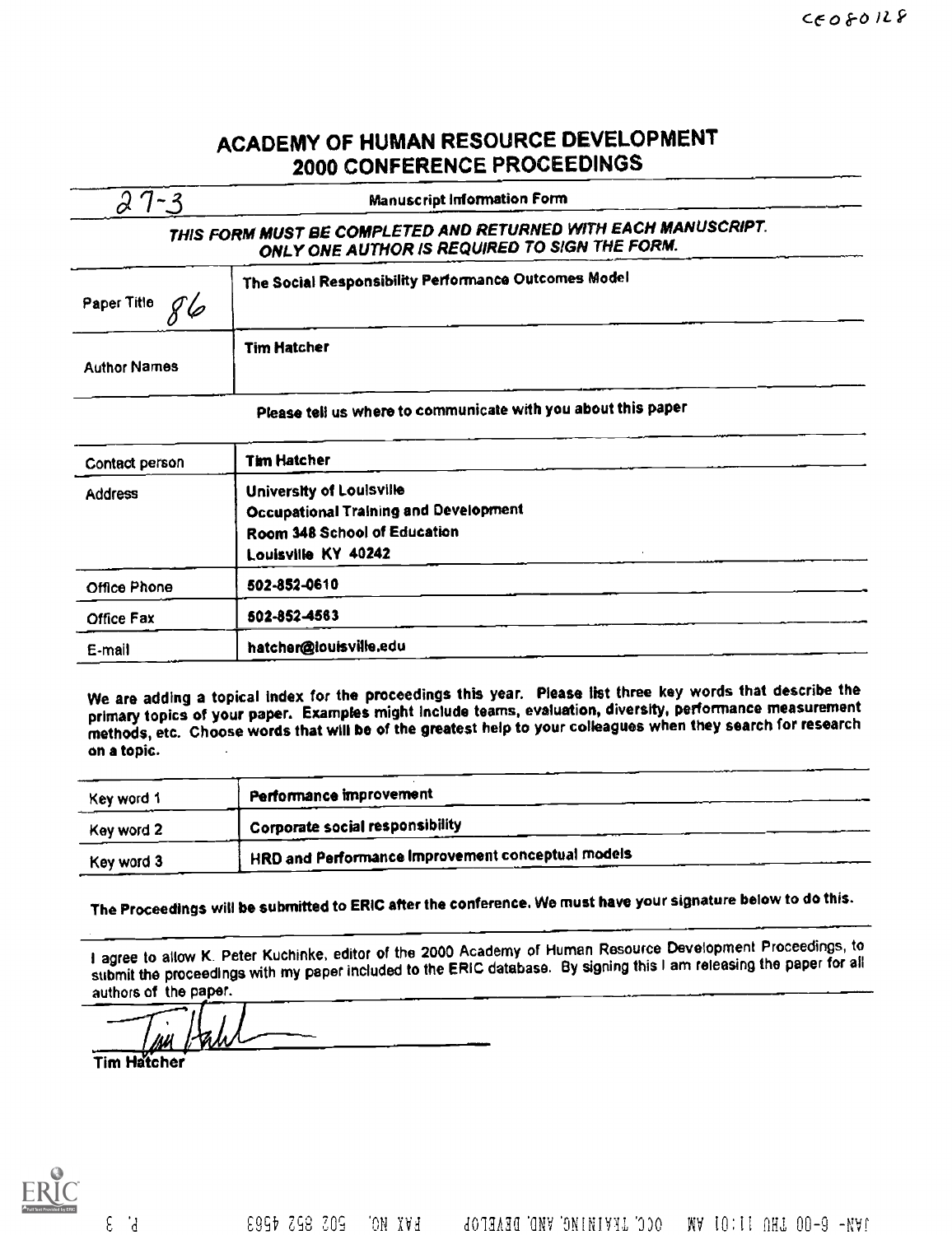CE080128

# ACADEMY OF HUMAN RESOURCE DEVELOPMENT 2000 CONFERENCE PROCEEDINGS

27-3 **Manuscript Information Form**

***THIS FORM MUST BE COMPLETED AND RETURNED WITH EACH MANUSCRIPT. ONLY ONE AUTHOR IS REQUIRED TO SIGN THE FORM.***

| | |
|---|---|
| Paper Title 86 | The Social Responsibility Performance Outcomes Model |
| Author Names | Tim Hatcher |

**Please tell us where to communicate with you about this paper**

| | |
|---|---|
| Contact person | Tim Hatcher |
| Address | University of Louisville<br>Occupational Training and Development<br>Room 348 School of Education<br>Louisville KY 40242 |
| Office Phone | 502-852-0610 |
| Office Fax | 502-852-4563 |
| E-mail | hatcher@louisville.edu |

**We are adding a topical index for the proceedings this year. Please list three key words that describe the primary topics of your paper. Examples might include teams, evaluation, diversity, performance measurement methods, etc. Choose words that will be of the greatest help to your colleagues when they search for research on a topic.**

| | |
|---|---|
| Key word 1 | Performance improvement |
| Key word 2 | Corporate social responsibility |
| Key word 3 | HRD and Performance Improvement conceptual models |

**The Proceedings will be submitted to ERIC after the conference. We must have your signature below to do this.**

I agree to allow K. Peter Kuchinke, editor of the 2000 Academy of Human Resource Development Proceedings, to submit the proceedings with my paper included to the ERIC database. By signing this I am releasing the paper for all authors of the paper.

Tim Hatcher

JAN- 6-00 THU 11:01 AM OCC. TRAINING AND DEVELOP FAX NO. 502 852 4563 P. 3